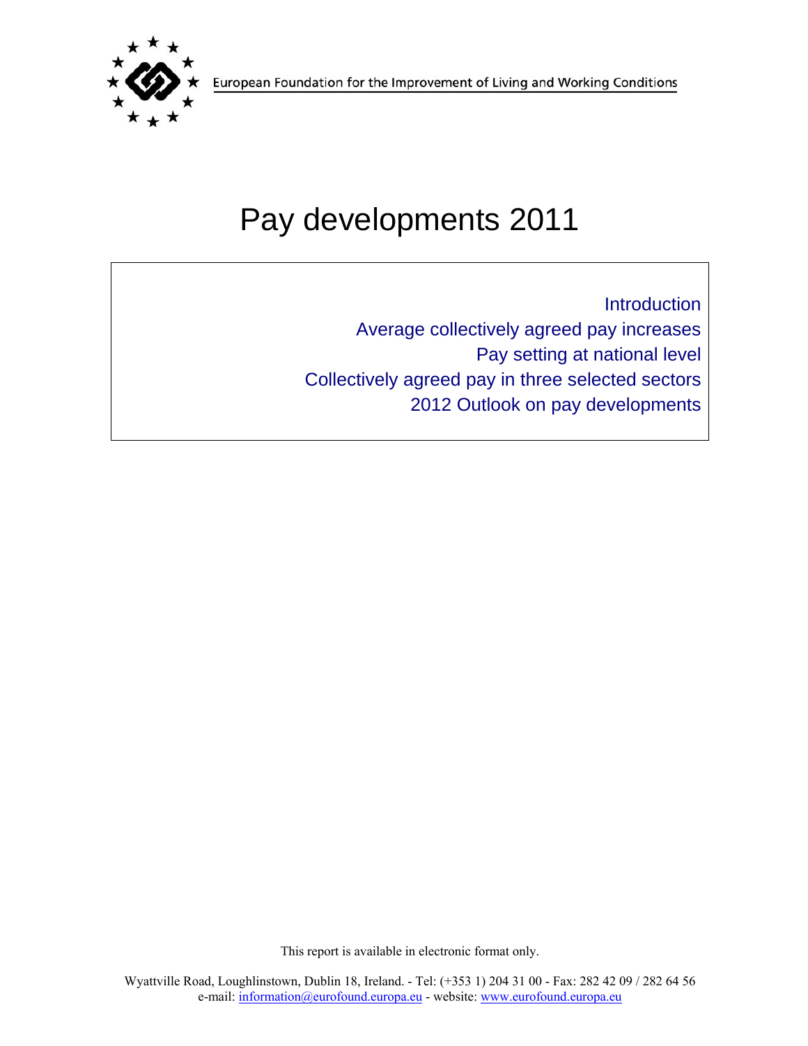European Foundation for the Improvement of Living and Working Conditions

# Pay developments 2011

Introduction
Average collectively agreed pay increases
Pay setting at national level
Collectively agreed pay in three selected sectors
2012 Outlook on pay developments

This report is available in electronic format only.

Wyattville Road, Loughlinstown, Dublin 18, Ireland. - Tel: (+353 1) 204 31 00 - Fax: 282 42 09 / 282 64 56
e-mail: information@eurofound.europa.eu - website: www.eurofound.europa.eu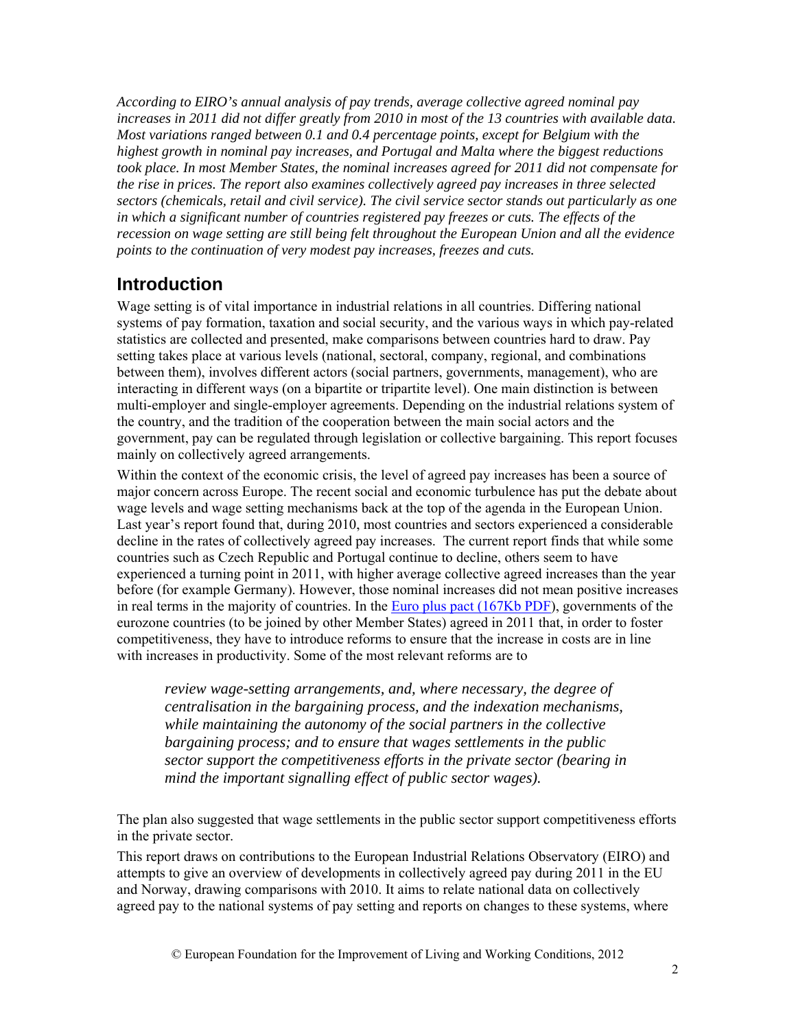*According to EIRO's annual analysis of pay trends, average collective agreed nominal pay increases in 2011 did not differ greatly from 2010 in most of the 13 countries with available data. Most variations ranged between 0.1 and 0.4 percentage points, except for Belgium with the highest growth in nominal pay increases, and Portugal and Malta where the biggest reductions took place. In most Member States, the nominal increases agreed for 2011 did not compensate for the rise in prices. The report also examines collectively agreed pay increases in three selected sectors (chemicals, retail and civil service). The civil service sector stands out particularly as one in which a significant number of countries registered pay freezes or cuts. The effects of the recession on wage setting are still being felt throughout the European Union and all the evidence points to the continuation of very modest pay increases, freezes and cuts.*

## Introduction

Wage setting is of vital importance in industrial relations in all countries. Differing national systems of pay formation, taxation and social security, and the various ways in which pay-related statistics are collected and presented, make comparisons between countries hard to draw. Pay setting takes place at various levels (national, sectoral, company, regional, and combinations between them), involves different actors (social partners, governments, management), who are interacting in different ways (on a bipartite or tripartite level). One main distinction is between multi-employer and single-employer agreements. Depending on the industrial relations system of the country, and the tradition of the cooperation between the main social actors and the government, pay can be regulated through legislation or collective bargaining. This report focuses mainly on collectively agreed arrangements.

Within the context of the economic crisis, the level of agreed pay increases has been a source of major concern across Europe. The recent social and economic turbulence has put the debate about wage levels and wage setting mechanisms back at the top of the agenda in the European Union. Last year's report found that, during 2010, most countries and sectors experienced a considerable decline in the rates of collectively agreed pay increases. The current report finds that while some countries such as Czech Republic and Portugal continue to decline, others seem to have experienced a turning point in 2011, with higher average collective agreed increases than the year before (for example Germany). However, those nominal increases did not mean positive increases in real terms in the majority of countries. In the Euro plus pact (167Kb PDF), governments of the eurozone countries (to be joined by other Member States) agreed in 2011 that, in order to foster competitiveness, they have to introduce reforms to ensure that the increase in costs are in line with increases in productivity. Some of the most relevant reforms are to

> *review wage-setting arrangements, and, where necessary, the degree of centralisation in the bargaining process, and the indexation mechanisms, while maintaining the autonomy of the social partners in the collective bargaining process; and to ensure that wages settlements in the public sector support the competitiveness efforts in the private sector (bearing in mind the important signalling effect of public sector wages).*

The plan also suggested that wage settlements in the public sector support competitiveness efforts in the private sector.

This report draws on contributions to the European Industrial Relations Observatory (EIRO) and attempts to give an overview of developments in collectively agreed pay during 2011 in the EU and Norway, drawing comparisons with 2010. It aims to relate national data on collectively agreed pay to the national systems of pay setting and reports on changes to these systems, where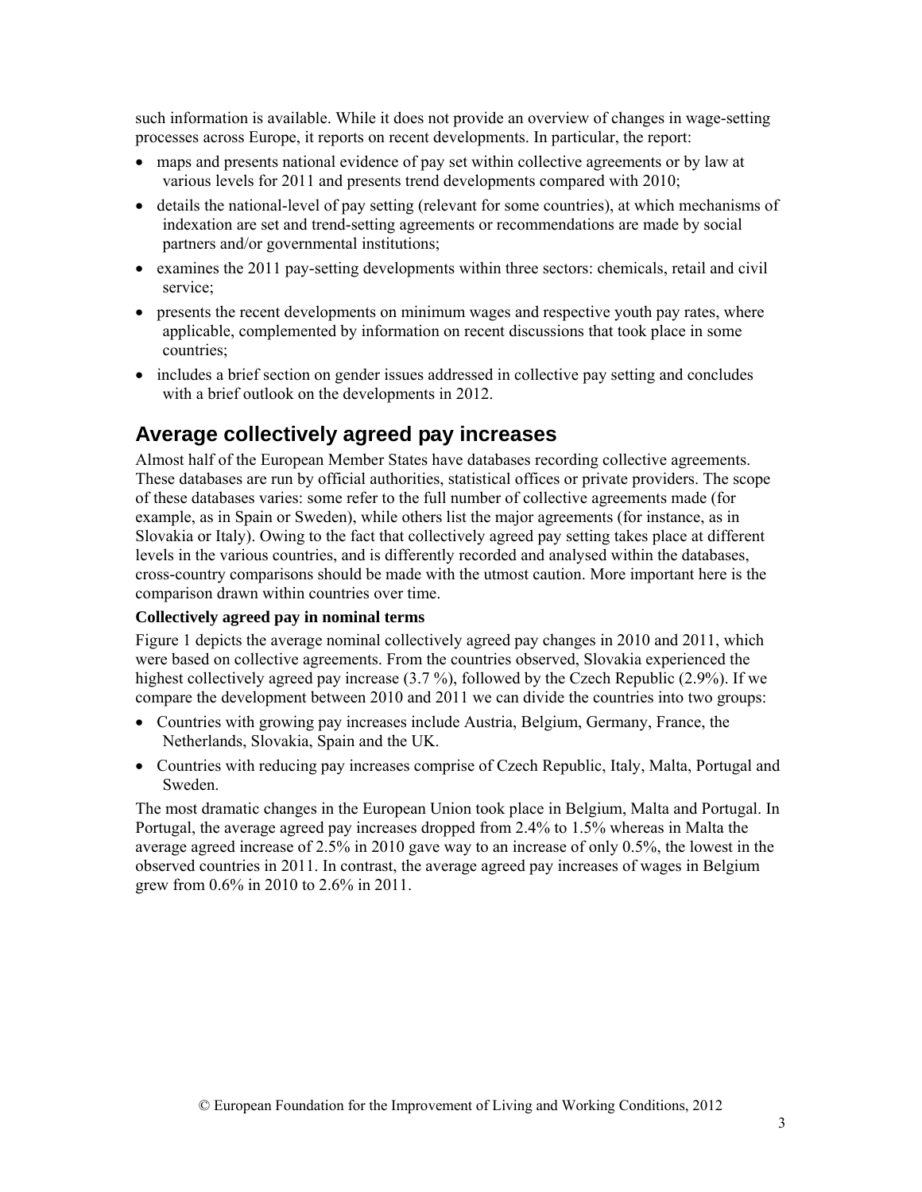such information is available. While it does not provide an overview of changes in wage-setting processes across Europe, it reports on recent developments. In particular, the report:

- maps and presents national evidence of pay set within collective agreements or by law at various levels for 2011 and presents trend developments compared with 2010;
- details the national-level of pay setting (relevant for some countries), at which mechanisms of indexation are set and trend-setting agreements or recommendations are made by social partners and/or governmental institutions;
- examines the 2011 pay-setting developments within three sectors: chemicals, retail and civil service;
- presents the recent developments on minimum wages and respective youth pay rates, where applicable, complemented by information on recent discussions that took place in some countries;
- includes a brief section on gender issues addressed in collective pay setting and concludes with a brief outlook on the developments in 2012.

## Average collectively agreed pay increases

Almost half of the European Member States have databases recording collective agreements. These databases are run by official authorities, statistical offices or private providers. The scope of these databases varies: some refer to the full number of collective agreements made (for example, as in Spain or Sweden), while others list the major agreements (for instance, as in Slovakia or Italy). Owing to the fact that collectively agreed pay setting takes place at different levels in the various countries, and is differently recorded and analysed within the databases, cross-country comparisons should be made with the utmost caution. More important here is the comparison drawn within countries over time.

**Collectively agreed pay in nominal terms**

Figure 1 depicts the average nominal collectively agreed pay changes in 2010 and 2011, which were based on collective agreements. From the countries observed, Slovakia experienced the highest collectively agreed pay increase (3.7 %), followed by the Czech Republic (2.9%). If we compare the development between 2010 and 2011 we can divide the countries into two groups:

- Countries with growing pay increases include Austria, Belgium, Germany, France, the Netherlands, Slovakia, Spain and the UK.
- Countries with reducing pay increases comprise of Czech Republic, Italy, Malta, Portugal and Sweden.

The most dramatic changes in the European Union took place in Belgium, Malta and Portugal. In Portugal, the average agreed pay increases dropped from 2.4% to 1.5% whereas in Malta the average agreed increase of 2.5% in 2010 gave way to an increase of only 0.5%, the lowest in the observed countries in 2011. In contrast, the average agreed pay increases of wages in Belgium grew from 0.6% in 2010 to 2.6% in 2011.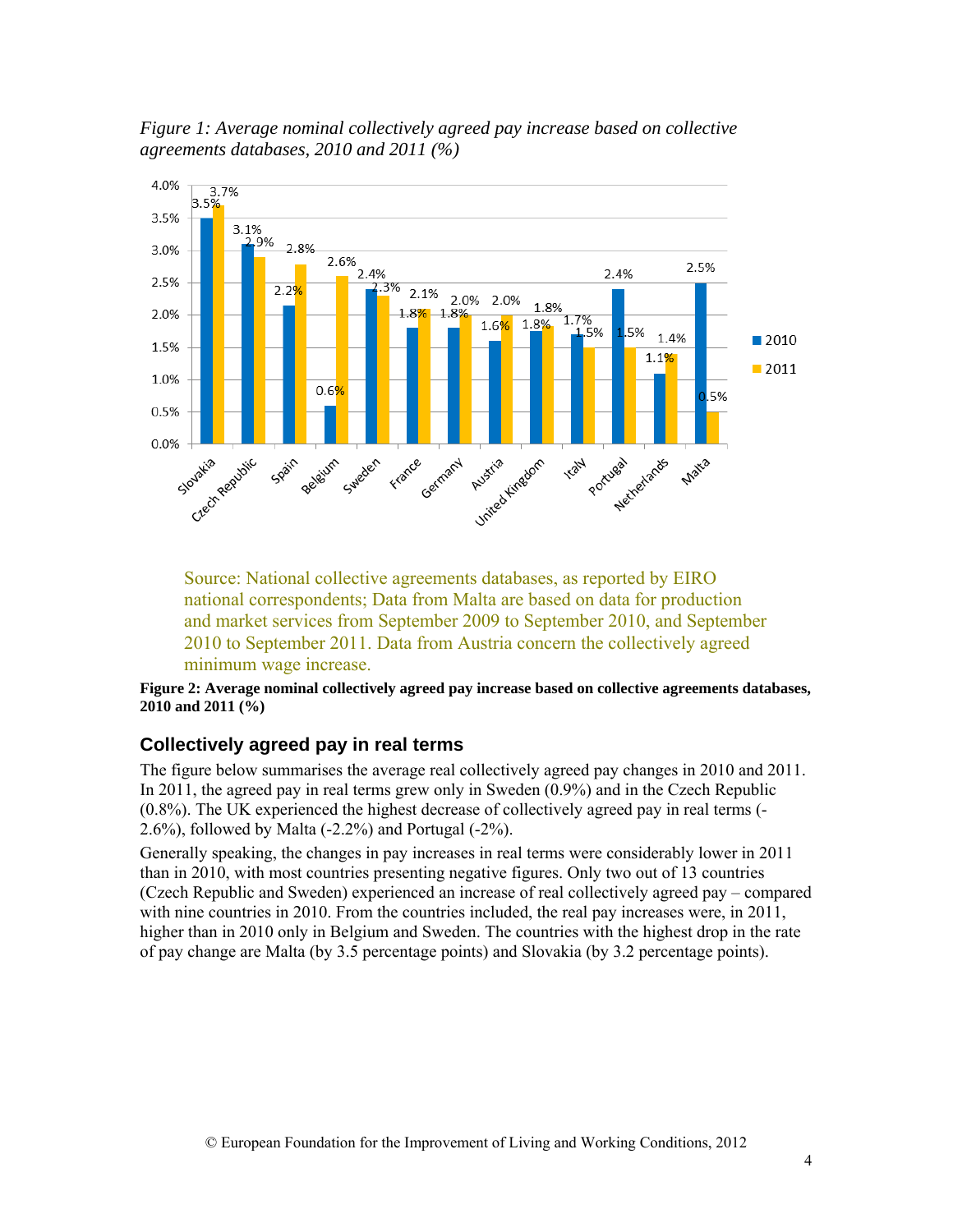*Figure 1: Average nominal collectively agreed pay increase based on collective agreements databases, 2010 and 2011 (%)*

| Country | 2010 | 2011 |
|---|---|---|
| Slovakia | 3.5% | 3.7% |
| Czech Republic | 3.1% | 2.9% |
| Spain | 2.2% | 2.8% |
| Belgium | 0.6% | 2.6% |
| Sweden | 2.4% | 2.3% |
| France | 1.8% | 2.1% |
| Germany | 1.8% | 2.0% |
| Austria | 1.6% | 2.0% |
| United Kingdom | 1.8% | 1.8% |
| Italy | 1.7% | 1.5% |
| Portugal | 2.4% | 1.5% |
| Netherlands | 1.1% | 1.4% |
| Malta | 2.5% | 0.5% |

Source: National collective agreements databases, as reported by EIRO national correspondents; Data from Malta are based on data for production and market services from September 2009 to September 2010, and September 2010 to September 2011. Data from Austria concern the collectively agreed minimum wage increase.

**Figure 2: Average nominal collectively agreed pay increase based on collective agreements databases, 2010 and 2011 (%)**

## Collectively agreed pay in real terms

The figure below summarises the average real collectively agreed pay changes in 2010 and 2011. In 2011, the agreed pay in real terms grew only in Sweden (0.9%) and in the Czech Republic (0.8%). The UK experienced the highest decrease of collectively agreed pay in real terms (-2.6%), followed by Malta (-2.2%) and Portugal (-2%).

Generally speaking, the changes in pay increases in real terms were considerably lower in 2011 than in 2010, with most countries presenting negative figures. Only two out of 13 countries (Czech Republic and Sweden) experienced an increase of real collectively agreed pay – compared with nine countries in 2010. From the countries included, the real pay increases were, in 2011, higher than in 2010 only in Belgium and Sweden. The countries with the highest drop in the rate of pay change are Malta (by 3.5 percentage points) and Slovakia (by 3.2 percentage points).

© European Foundation for the Improvement of Living and Working Conditions, 2012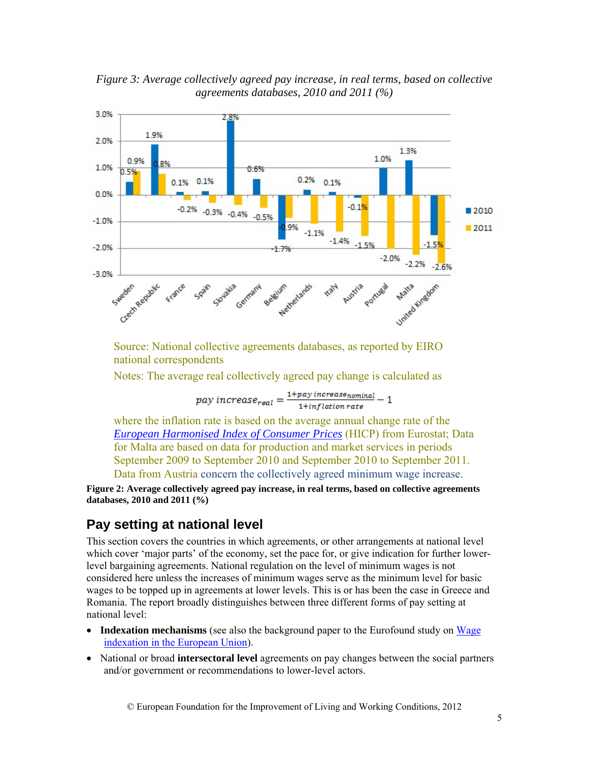*Figure 3: Average collectively agreed pay increase, in real terms, based on collective agreements databases, 2010 and 2011 (%)*

Source: National collective agreements databases, as reported by EIRO national correspondents

Notes: The average real collectively agreed pay change is calculated as

$$pay\ increase_{real} = \frac{1 + pay\ increase_{nominal}}{1 + inflation\ rate} - 1$$

where the inflation rate is based on the average annual change rate of the [European Harmonised Index of Consumer Prices](#) (HICP) from Eurostat; Data for Malta are based on data for production and market services in periods September 2009 to September 2010 and September 2010 to September 2011. Data from Austria concern the collectively agreed minimum wage increase.

**Figure 2: Average collectively agreed pay increase, in real terms, based on collective agreements databases, 2010 and 2011 (%)**

## Pay setting at national level

This section covers the countries in which agreements, or other arrangements at national level which cover 'major parts' of the economy, set the pace for, or give indication for further lower-level bargaining agreements. National regulation on the level of minimum wages is not considered here unless the increases of minimum wages serve as the minimum level for basic wages to be topped up in agreements at lower levels. This is or has been the case in Greece and Romania. The report broadly distinguishes between three different forms of pay setting at national level:

- **Indexation mechanisms** (see also the background paper to the Eurofound study on [Wage indexation in the European Union](#)).
- National or broad **intersectoral level** agreements on pay changes between the social partners and/or government or recommendations to lower-level actors.

© European Foundation for the Improvement of Living and Working Conditions, 2012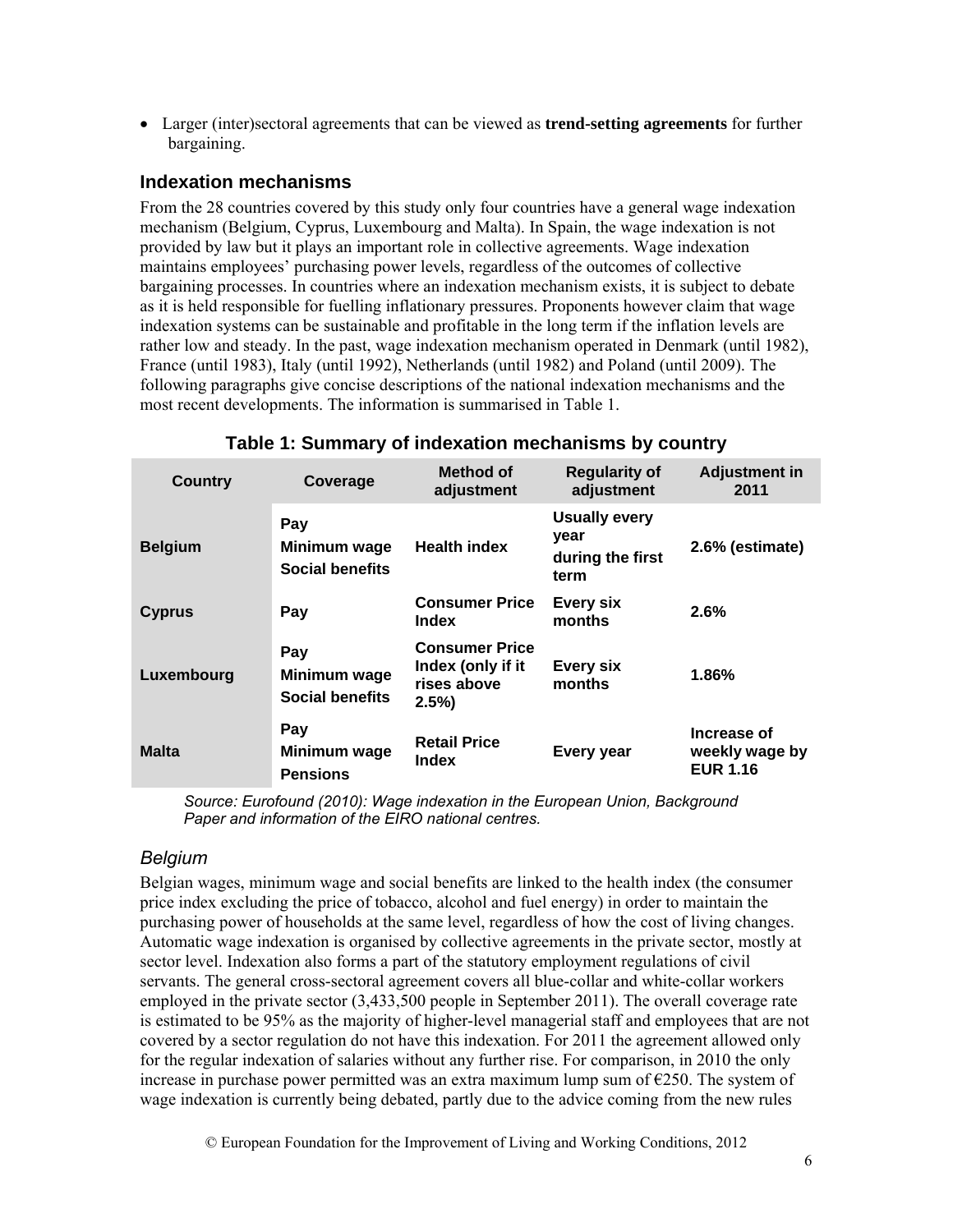- Larger (inter)sectoral agreements that can be viewed as **trend-setting agreements** for further bargaining.

## Indexation mechanisms

From the 28 countries covered by this study only four countries have a general wage indexation mechanism (Belgium, Cyprus, Luxembourg and Malta). In Spain, the wage indexation is not provided by law but it plays an important role in collective agreements. Wage indexation maintains employees' purchasing power levels, regardless of the outcomes of collective bargaining processes. In countries where an indexation mechanism exists, it is subject to debate as it is held responsible for fuelling inflationary pressures. Proponents however claim that wage indexation systems can be sustainable and profitable in the long term if the inflation levels are rather low and steady. In the past, wage indexation mechanism operated in Denmark (until 1982), France (until 1983), Italy (until 1992), Netherlands (until 1982) and Poland (until 2009). The following paragraphs give concise descriptions of the national indexation mechanisms and the most recent developments. The information is summarised in Table 1.

**Table 1: Summary of indexation mechanisms by country**

| Country | Coverage | Method of adjustment | Regularity of adjustment | Adjustment in 2011 |
|---|---|---|---|---|
| **Belgium** | **Pay**<br>**Minimum wage**<br>**Social benefits** | **Health index** | **Usually every year during the first term** | **2.6% (estimate)** |
| **Cyprus** | **Pay** | **Consumer Price Index** | **Every six months** | **2.6%** |
| **Luxembourg** | **Pay**<br>**Minimum wage**<br>**Social benefits** | **Consumer Price Index (only if it rises above 2.5%)** | **Every six months** | **1.86%** |
| **Malta** | **Pay**<br>**Minimum wage**<br>**Pensions** | **Retail Price Index** | **Every year** | **Increase of weekly wage by EUR 1.16** |

*Source: Eurofound (2010): Wage indexation in the European Union, Background Paper and information of the EIRO national centres.*

### *Belgium*

Belgian wages, minimum wage and social benefits are linked to the health index (the consumer price index excluding the price of tobacco, alcohol and fuel energy) in order to maintain the purchasing power of households at the same level, regardless of how the cost of living changes. Automatic wage indexation is organised by collective agreements in the private sector, mostly at sector level. Indexation also forms a part of the statutory employment regulations of civil servants. The general cross-sectoral agreement covers all blue-collar and white-collar workers employed in the private sector (3,433,500 people in September 2011). The overall coverage rate is estimated to be 95% as the majority of higher-level managerial staff and employees that are not covered by a sector regulation do not have this indexation. For 2011 the agreement allowed only for the regular indexation of salaries without any further rise. For comparison, in 2010 the only increase in purchase power permitted was an extra maximum lump sum of €250. The system of wage indexation is currently being debated, partly due to the advice coming from the new rules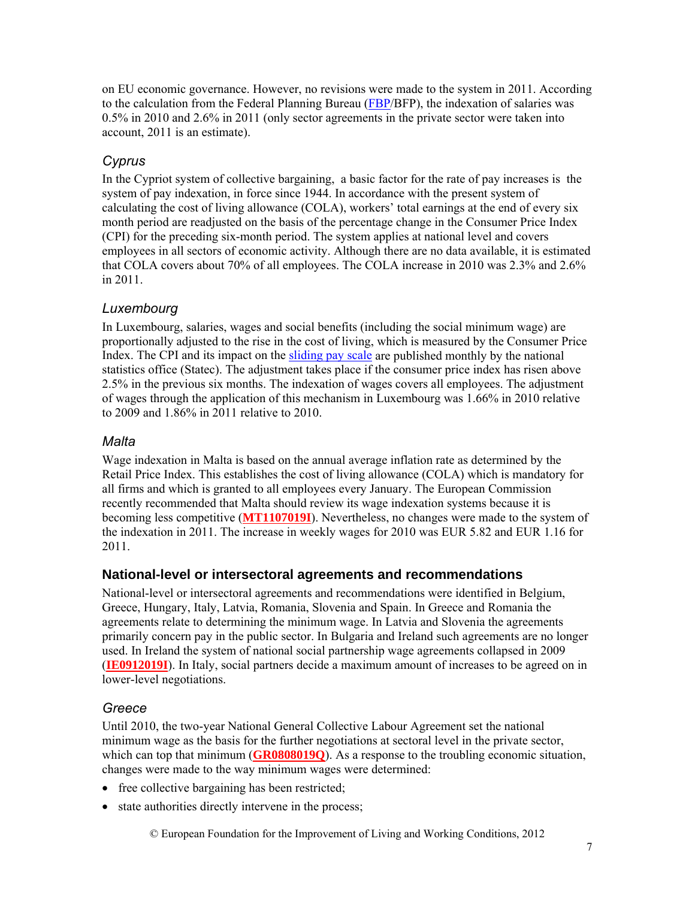on EU economic governance. However, no revisions were made to the system in 2011. According to the calculation from the Federal Planning Bureau (FBP/BFP), the indexation of salaries was 0.5% in 2010 and 2.6% in 2011 (only sector agreements in the private sector were taken into account, 2011 is an estimate).

### Cyprus

In the Cypriot system of collective bargaining, a basic factor for the rate of pay increases is the system of pay indexation, in force since 1944. In accordance with the present system of calculating the cost of living allowance (COLA), workers' total earnings at the end of every six month period are readjusted on the basis of the percentage change in the Consumer Price Index (CPI) for the preceding six-month period. The system applies at national level and covers employees in all sectors of economic activity. Although there are no data available, it is estimated that COLA covers about 70% of all employees. The COLA increase in 2010 was 2.3% and 2.6% in 2011.

### Luxembourg

In Luxembourg, salaries, wages and social benefits (including the social minimum wage) are proportionally adjusted to the rise in the cost of living, which is measured by the Consumer Price Index. The CPI and its impact on the sliding pay scale are published monthly by the national statistics office (Statec). The adjustment takes place if the consumer price index has risen above 2.5% in the previous six months. The indexation of wages covers all employees. The adjustment of wages through the application of this mechanism in Luxembourg was 1.66% in 2010 relative to 2009 and 1.86% in 2011 relative to 2010.

### Malta

Wage indexation in Malta is based on the annual average inflation rate as determined by the Retail Price Index. This establishes the cost of living allowance (COLA) which is mandatory for all firms and which is granted to all employees every January. The European Commission recently recommended that Malta should review its wage indexation systems because it is becoming less competitive (**MT1107019I**). Nevertheless, no changes were made to the system of the indexation in 2011. The increase in weekly wages for 2010 was EUR 5.82 and EUR 1.16 for 2011.

## National-level or intersectoral agreements and recommendations

National-level or intersectoral agreements and recommendations were identified in Belgium, Greece, Hungary, Italy, Latvia, Romania, Slovenia and Spain. In Greece and Romania the agreements relate to determining the minimum wage. In Latvia and Slovenia the agreements primarily concern pay in the public sector. In Bulgaria and Ireland such agreements are no longer used. In Ireland the system of national social partnership wage agreements collapsed in 2009 (**IE0912019I**). In Italy, social partners decide a maximum amount of increases to be agreed on in lower-level negotiations.

### Greece

Until 2010, the two-year National General Collective Labour Agreement set the national minimum wage as the basis for the further negotiations at sectoral level in the private sector, which can top that minimum (**GR0808019Q**). As a response to the troubling economic situation, changes were made to the way minimum wages were determined:

- free collective bargaining has been restricted;
- state authorities directly intervene in the process;

© European Foundation for the Improvement of Living and Working Conditions, 2012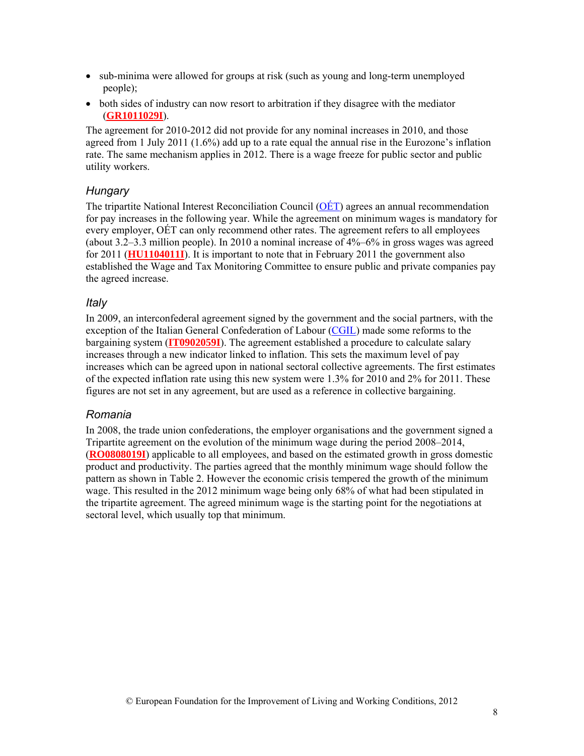- sub-minima were allowed for groups at risk (such as young and long-term unemployed people);
- both sides of industry can now resort to arbitration if they disagree with the mediator (**GR1011029I**).

The agreement for 2010-2012 did not provide for any nominal increases in 2010, and those agreed from 1 July 2011 (1.6%) add up to a rate equal the annual rise in the Eurozone's inflation rate. The same mechanism applies in 2012. There is a wage freeze for public sector and public utility workers.

### Hungary

The tripartite National Interest Reconciliation Council (OÉT) agrees an annual recommendation for pay increases in the following year. While the agreement on minimum wages is mandatory for every employer, OÉT can only recommend other rates. The agreement refers to all employees (about 3.2–3.3 million people). In 2010 a nominal increase of 4%–6% in gross wages was agreed for 2011 (**HU1104011I**). It is important to note that in February 2011 the government also established the Wage and Tax Monitoring Committee to ensure public and private companies pay the agreed increase.

### Italy

In 2009, an interconfederal agreement signed by the government and the social partners, with the exception of the Italian General Confederation of Labour (CGIL) made some reforms to the bargaining system (**IT0902059I**). The agreement established a procedure to calculate salary increases through a new indicator linked to inflation. This sets the maximum level of pay increases which can be agreed upon in national sectoral collective agreements. The first estimates of the expected inflation rate using this new system were 1.3% for 2010 and 2% for 2011. These figures are not set in any agreement, but are used as a reference in collective bargaining.

### Romania

In 2008, the trade union confederations, the employer organisations and the government signed a Tripartite agreement on the evolution of the minimum wage during the period 2008–2014, (**RO0808019I**) applicable to all employees, and based on the estimated growth in gross domestic product and productivity. The parties agreed that the monthly minimum wage should follow the pattern as shown in Table 2. However the economic crisis tempered the growth of the minimum wage. This resulted in the 2012 minimum wage being only 68% of what had been stipulated in the tripartite agreement. The agreed minimum wage is the starting point for the negotiations at sectoral level, which usually top that minimum.

© European Foundation for the Improvement of Living and Working Conditions, 2012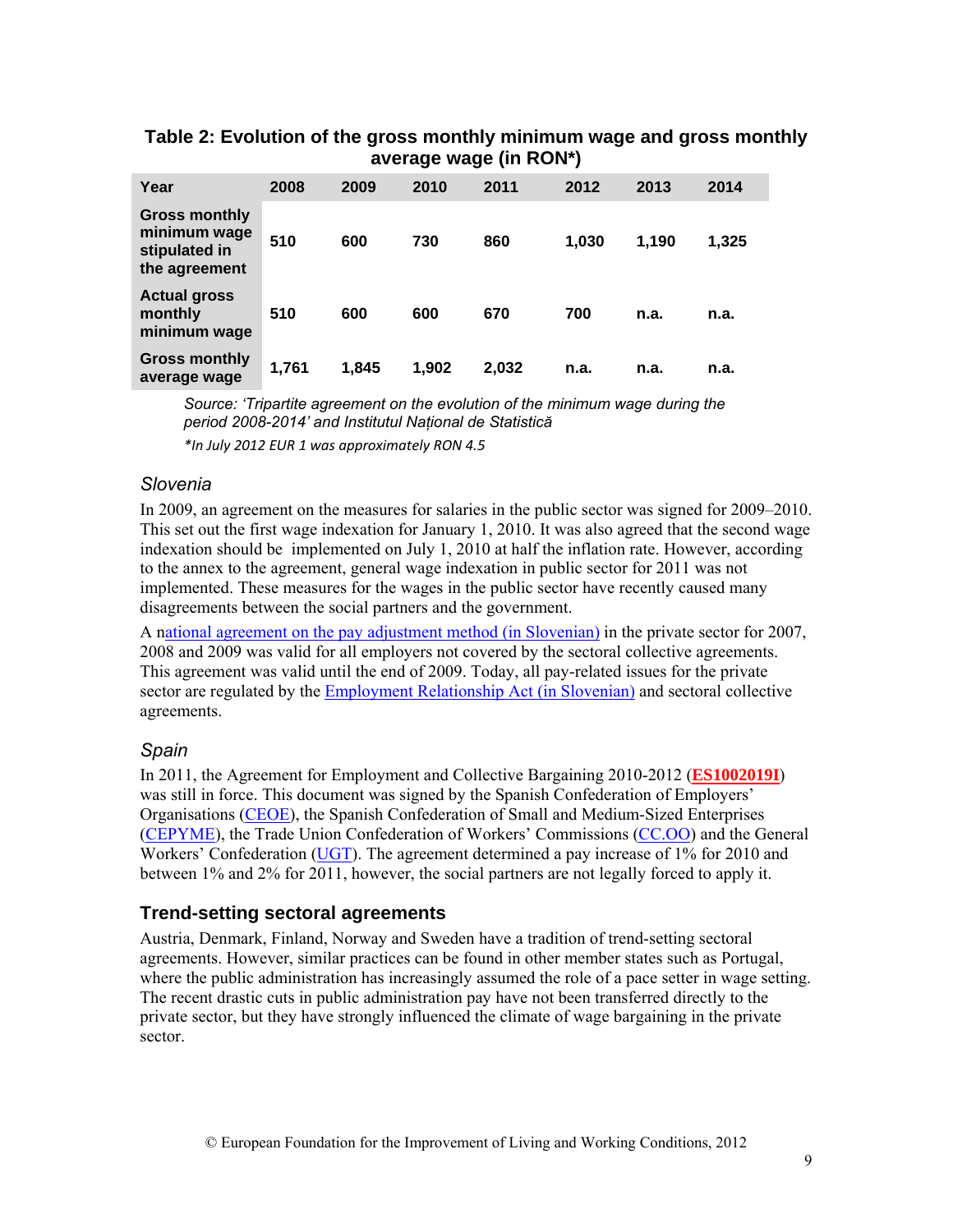**Table 2: Evolution of the gross monthly minimum wage and gross monthly average wage (in RON*)**

| Year | 2008 | 2009 | 2010 | 2011 | 2012 | 2013 | 2014 |
|---|---|---|---|---|---|---|---|
| Gross monthly minimum wage stipulated in the agreement | 510 | 600 | 730 | 860 | 1,030 | 1,190 | 1,325 |
| Actual gross monthly minimum wage | 510 | 600 | 600 | 670 | 700 | n.a. | n.a. |
| Gross monthly average wage | 1,761 | 1,845 | 1,902 | 2,032 | n.a. | n.a. | n.a. |

*Source: 'Tripartite agreement on the evolution of the minimum wage during the period 2008-2014' and Institutul Național de Statistică*

*In July 2012 EUR 1 was approximately RON 4.5

### Slovenia

In 2009, an agreement on the measures for salaries in the public sector was signed for 2009–2010. This set out the first wage indexation for January 1, 2010. It was also agreed that the second wage indexation should be implemented on July 1, 2010 at half the inflation rate. However, according to the annex to the agreement, general wage indexation in public sector for 2011 was not implemented. These measures for the wages in the public sector have recently caused many disagreements between the social partners and the government.

A national agreement on the pay adjustment method (in Slovenian) in the private sector for 2007, 2008 and 2009 was valid for all employers not covered by the sectoral collective agreements. This agreement was valid until the end of 2009. Today, all pay-related issues for the private sector are regulated by the Employment Relationship Act (in Slovenian) and sectoral collective agreements.

### Spain

In 2011, the Agreement for Employment and Collective Bargaining 2010-2012 (**ES1002019I**) was still in force. This document was signed by the Spanish Confederation of Employers' Organisations (CEOE), the Spanish Confederation of Small and Medium-Sized Enterprises (CEPYME), the Trade Union Confederation of Workers' Commissions (CC.OO) and the General Workers' Confederation (UGT). The agreement determined a pay increase of 1% for 2010 and between 1% and 2% for 2011, however, the social partners are not legally forced to apply it.

## Trend-setting sectoral agreements

Austria, Denmark, Finland, Norway and Sweden have a tradition of trend-setting sectoral agreements. However, similar practices can be found in other member states such as Portugal, where the public administration has increasingly assumed the role of a pace setter in wage setting. The recent drastic cuts in public administration pay have not been transferred directly to the private sector, but they have strongly influenced the climate of wage bargaining in the private sector.

© European Foundation for the Improvement of Living and Working Conditions, 2012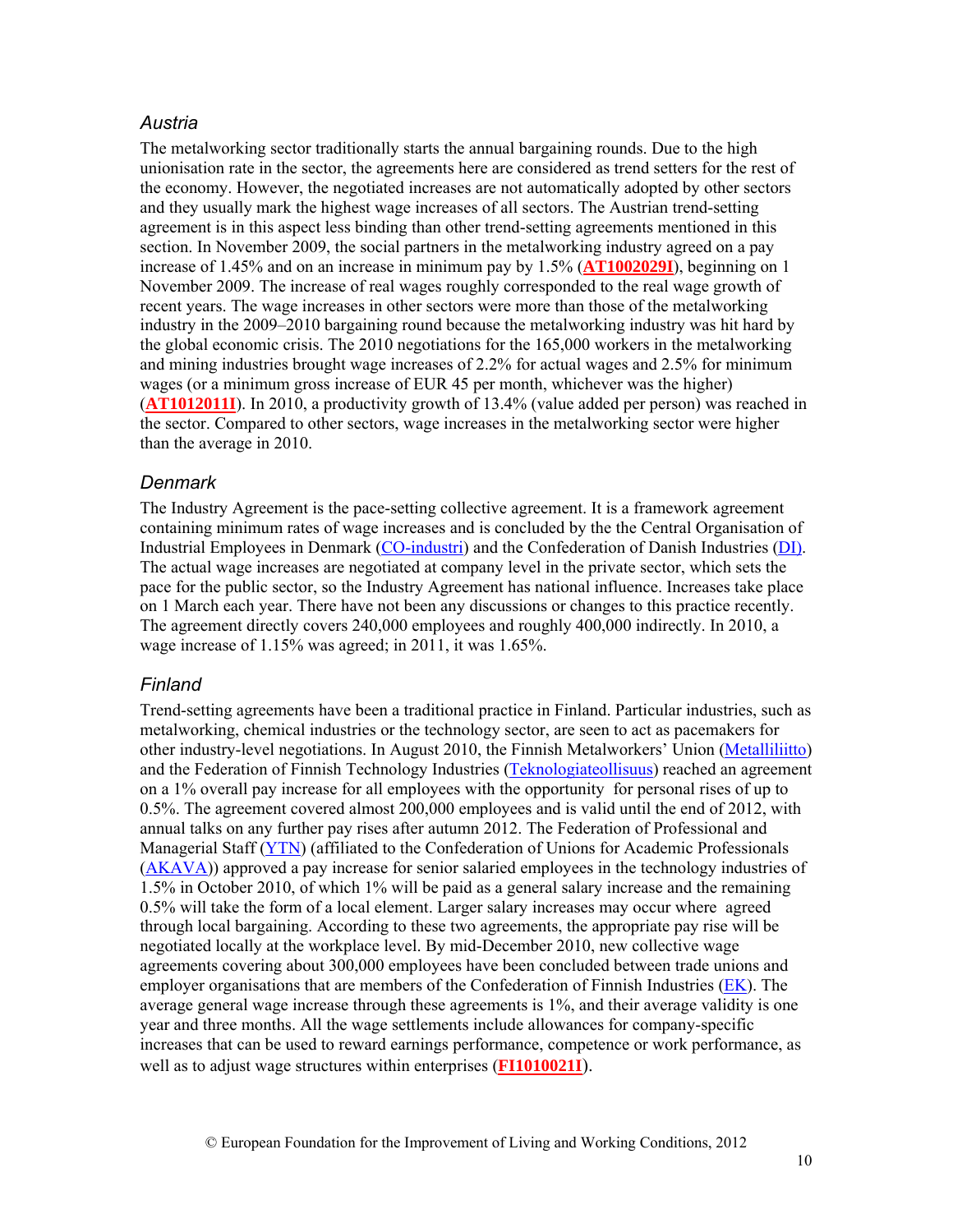### *Austria*

The metalworking sector traditionally starts the annual bargaining rounds. Due to the high unionisation rate in the sector, the agreements here are considered as trend setters for the rest of the economy. However, the negotiated increases are not automatically adopted by other sectors and they usually mark the highest wage increases of all sectors. The Austrian trend-setting agreement is in this aspect less binding than other trend-setting agreements mentioned in this section. In November 2009, the social partners in the metalworking industry agreed on a pay increase of 1.45% and on an increase in minimum pay by 1.5% (**AT1002029I**), beginning on 1 November 2009. The increase of real wages roughly corresponded to the real wage growth of recent years. The wage increases in other sectors were more than those of the metalworking industry in the 2009–2010 bargaining round because the metalworking industry was hit hard by the global economic crisis. The 2010 negotiations for the 165,000 workers in the metalworking and mining industries brought wage increases of 2.2% for actual wages and 2.5% for minimum wages (or a minimum gross increase of EUR 45 per month, whichever was the higher) (**AT1012011I**). In 2010, a productivity growth of 13.4% (value added per person) was reached in the sector. Compared to other sectors, wage increases in the metalworking sector were higher than the average in 2010.

### *Denmark*

The Industry Agreement is the pace-setting collective agreement. It is a framework agreement containing minimum rates of wage increases and is concluded by the the Central Organisation of Industrial Employees in Denmark (CO-industri) and the Confederation of Danish Industries (DI). The actual wage increases are negotiated at company level in the private sector, which sets the pace for the public sector, so the Industry Agreement has national influence. Increases take place on 1 March each year. There have not been any discussions or changes to this practice recently. The agreement directly covers 240,000 employees and roughly 400,000 indirectly. In 2010, a wage increase of 1.15% was agreed; in 2011, it was 1.65%.

### *Finland*

Trend-setting agreements have been a traditional practice in Finland. Particular industries, such as metalworking, chemical industries or the technology sector, are seen to act as pacemakers for other industry-level negotiations. In August 2010, the Finnish Metalworkers' Union (Metalliliitto) and the Federation of Finnish Technology Industries (Teknologiateollisuus) reached an agreement on a 1% overall pay increase for all employees with the opportunity for personal rises of up to 0.5%. The agreement covered almost 200,000 employees and is valid until the end of 2012, with annual talks on any further pay rises after autumn 2012. The Federation of Professional and Managerial Staff (YTN) (affiliated to the Confederation of Unions for Academic Professionals (AKAVA)) approved a pay increase for senior salaried employees in the technology industries of 1.5% in October 2010, of which 1% will be paid as a general salary increase and the remaining 0.5% will take the form of a local element. Larger salary increases may occur where agreed through local bargaining. According to these two agreements, the appropriate pay rise will be negotiated locally at the workplace level. By mid-December 2010, new collective wage agreements covering about 300,000 employees have been concluded between trade unions and employer organisations that are members of the Confederation of Finnish Industries (EK). The average general wage increase through these agreements is 1%, and their average validity is one year and three months. All the wage settlements include allowances for company-specific increases that can be used to reward earnings performance, competence or work performance, as well as to adjust wage structures within enterprises (**FI1010021I**).

© European Foundation for the Improvement of Living and Working Conditions, 2012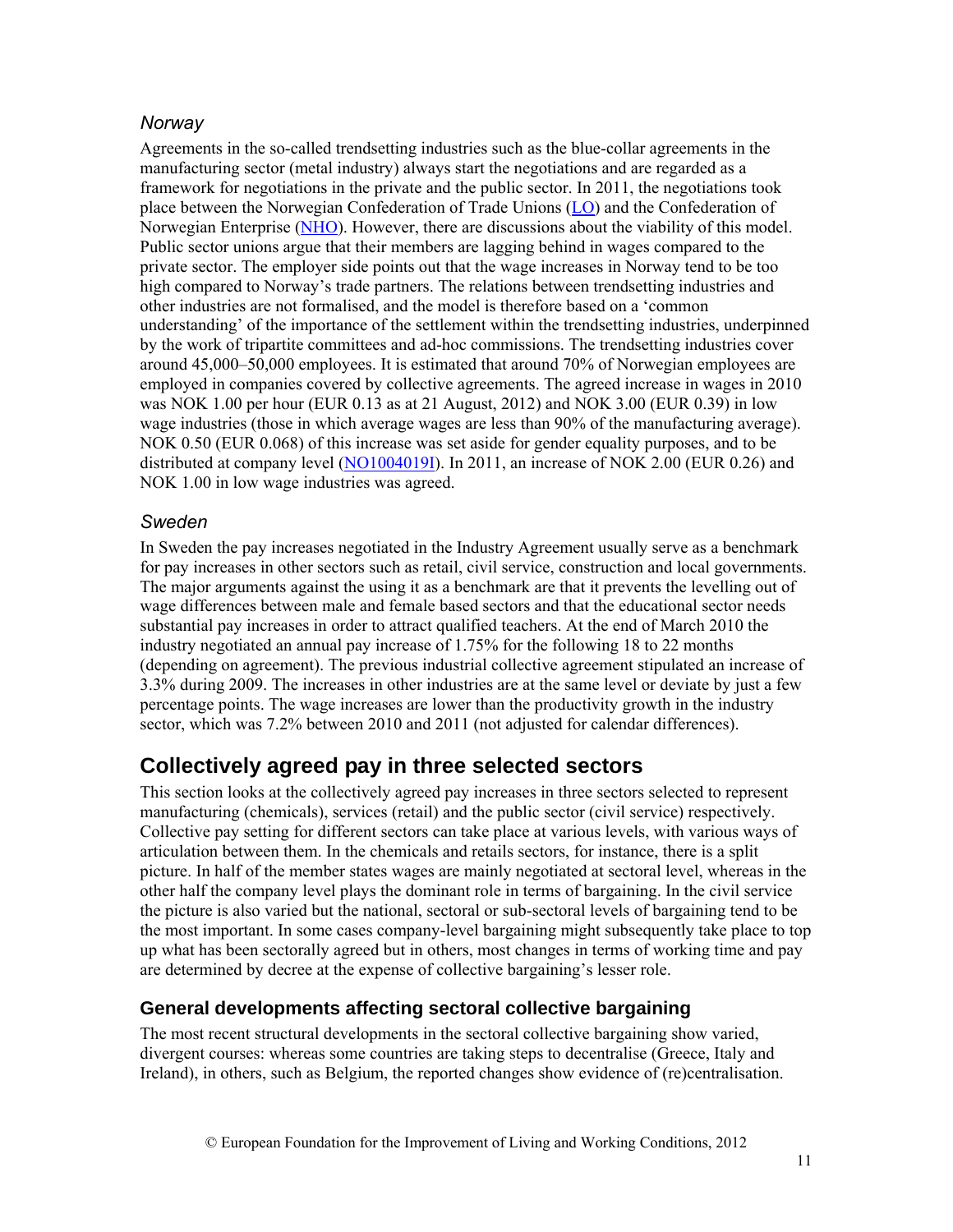### *Norway*

Agreements in the so-called trendsetting industries such as the blue-collar agreements in the manufacturing sector (metal industry) always start the negotiations and are regarded as a framework for negotiations in the private and the public sector. In 2011, the negotiations took place between the Norwegian Confederation of Trade Unions (LO) and the Confederation of Norwegian Enterprise (NHO). However, there are discussions about the viability of this model. Public sector unions argue that their members are lagging behind in wages compared to the private sector. The employer side points out that the wage increases in Norway tend to be too high compared to Norway's trade partners. The relations between trendsetting industries and other industries are not formalised, and the model is therefore based on a 'common understanding' of the importance of the settlement within the trendsetting industries, underpinned by the work of tripartite committees and ad-hoc commissions. The trendsetting industries cover around 45,000–50,000 employees. It is estimated that around 70% of Norwegian employees are employed in companies covered by collective agreements. The agreed increase in wages in 2010 was NOK 1.00 per hour (EUR 0.13 as at 21 August, 2012) and NOK 3.00 (EUR 0.39) in low wage industries (those in which average wages are less than 90% of the manufacturing average). NOK 0.50 (EUR 0.068) of this increase was set aside for gender equality purposes, and to be distributed at company level (NO1004019I). In 2011, an increase of NOK 2.00 (EUR 0.26) and NOK 1.00 in low wage industries was agreed.

### *Sweden*

In Sweden the pay increases negotiated in the Industry Agreement usually serve as a benchmark for pay increases in other sectors such as retail, civil service, construction and local governments. The major arguments against the using it as a benchmark are that it prevents the levelling out of wage differences between male and female based sectors and that the educational sector needs substantial pay increases in order to attract qualified teachers. At the end of March 2010 the industry negotiated an annual pay increase of 1.75% for the following 18 to 22 months (depending on agreement). The previous industrial collective agreement stipulated an increase of 3.3% during 2009. The increases in other industries are at the same level or deviate by just a few percentage points. The wage increases are lower than the productivity growth in the industry sector, which was 7.2% between 2010 and 2011 (not adjusted for calendar differences).

## Collectively agreed pay in three selected sectors

This section looks at the collectively agreed pay increases in three sectors selected to represent manufacturing (chemicals), services (retail) and the public sector (civil service) respectively. Collective pay setting for different sectors can take place at various levels, with various ways of articulation between them. In the chemicals and retails sectors, for instance, there is a split picture. In half of the member states wages are mainly negotiated at sectoral level, whereas in the other half the company level plays the dominant role in terms of bargaining. In the civil service the picture is also varied but the national, sectoral or sub-sectoral levels of bargaining tend to be the most important. In some cases company-level bargaining might subsequently take place to top up what has been sectorally agreed but in others, most changes in terms of working time and pay are determined by decree at the expense of collective bargaining's lesser role.

### General developments affecting sectoral collective bargaining

The most recent structural developments in the sectoral collective bargaining show varied, divergent courses: whereas some countries are taking steps to decentralise (Greece, Italy and Ireland), in others, such as Belgium, the reported changes show evidence of (re)centralisation.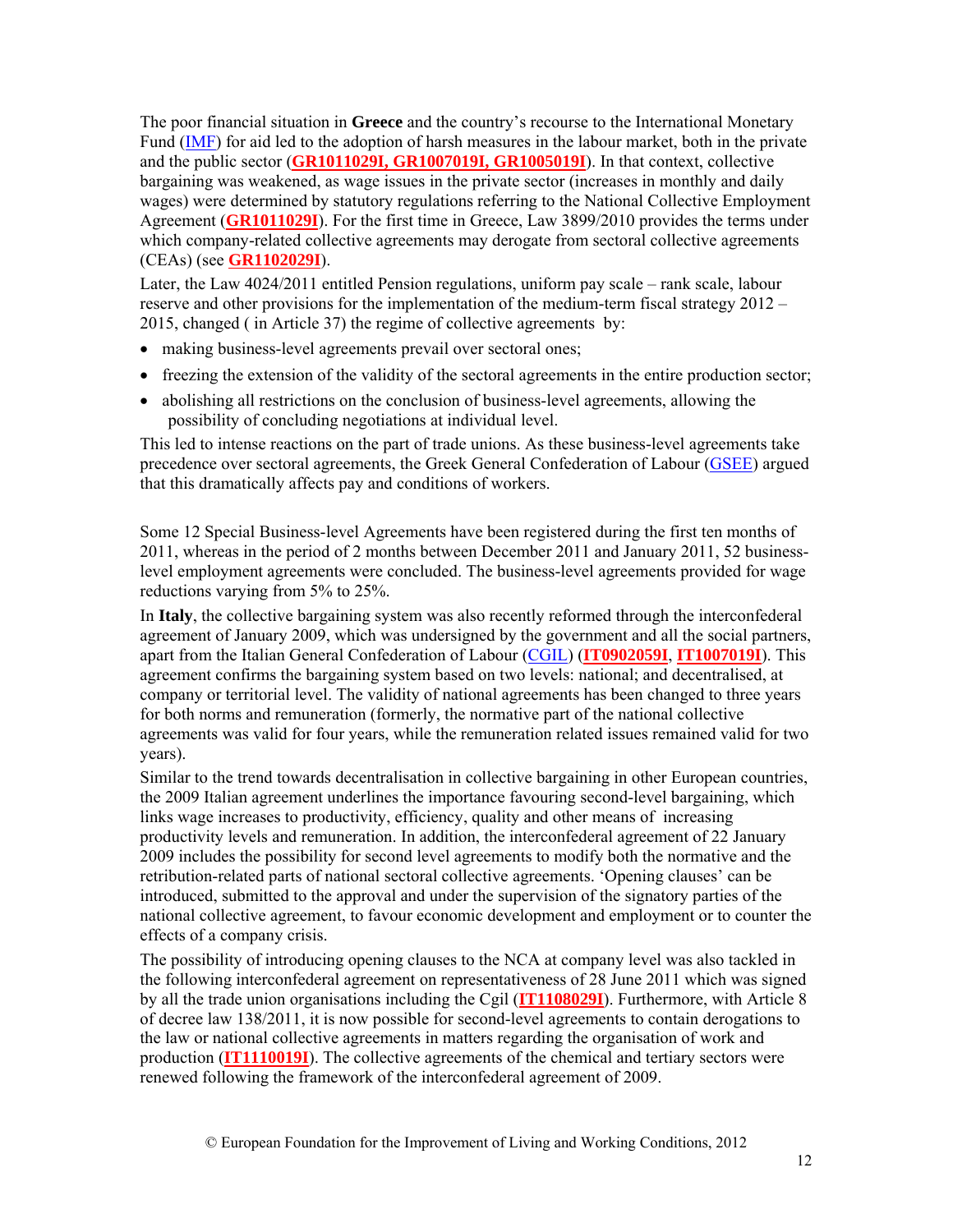The poor financial situation in **Greece** and the country's recourse to the International Monetary Fund (IMF) for aid led to the adoption of harsh measures in the labour market, both in the private and the public sector (**GR1011029I, GR1007019I, GR1005019I**). In that context, collective bargaining was weakened, as wage issues in the private sector (increases in monthly and daily wages) were determined by statutory regulations referring to the National Collective Employment Agreement (**GR1011029I**). For the first time in Greece, Law 3899/2010 provides the terms under which company-related collective agreements may derogate from sectoral collective agreements (CEAs) (see **GR1102029I**).

Later, the Law 4024/2011 entitled Pension regulations, uniform pay scale – rank scale, labour reserve and other provisions for the implementation of the medium-term fiscal strategy 2012 – 2015, changed ( in Article 37) the regime of collective agreements by:

- making business-level agreements prevail over sectoral ones;
- freezing the extension of the validity of the sectoral agreements in the entire production sector;
- abolishing all restrictions on the conclusion of business-level agreements, allowing the possibility of concluding negotiations at individual level.

This led to intense reactions on the part of trade unions. As these business-level agreements take precedence over sectoral agreements, the Greek General Confederation of Labour (GSEE) argued that this dramatically affects pay and conditions of workers.

Some 12 Special Business-level Agreements have been registered during the first ten months of 2011, whereas in the period of 2 months between December 2011 and January 2011, 52 business-level employment agreements were concluded. The business-level agreements provided for wage reductions varying from 5% to 25%.

In **Italy**, the collective bargaining system was also recently reformed through the interconfederal agreement of January 2009, which was undersigned by the government and all the social partners, apart from the Italian General Confederation of Labour (CGIL) (**IT0902059I**, **IT1007019I**). This agreement confirms the bargaining system based on two levels: national; and decentralised, at company or territorial level. The validity of national agreements has been changed to three years for both norms and remuneration (formerly, the normative part of the national collective agreements was valid for four years, while the remuneration related issues remained valid for two years).

Similar to the trend towards decentralisation in collective bargaining in other European countries, the 2009 Italian agreement underlines the importance favouring second-level bargaining, which links wage increases to productivity, efficiency, quality and other means of increasing productivity levels and remuneration. In addition, the interconfederal agreement of 22 January 2009 includes the possibility for second level agreements to modify both the normative and the retribution-related parts of national sectoral collective agreements. 'Opening clauses' can be introduced, submitted to the approval and under the supervision of the signatory parties of the national collective agreement, to favour economic development and employment or to counter the effects of a company crisis.

The possibility of introducing opening clauses to the NCA at company level was also tackled in the following interconfederal agreement on representativeness of 28 June 2011 which was signed by all the trade union organisations including the Cgil (**IT1108029I**). Furthermore, with Article 8 of decree law 138/2011, it is now possible for second-level agreements to contain derogations to the law or national collective agreements in matters regarding the organisation of work and production (**IT1110019I**). The collective agreements of the chemical and tertiary sectors were renewed following the framework of the interconfederal agreement of 2009.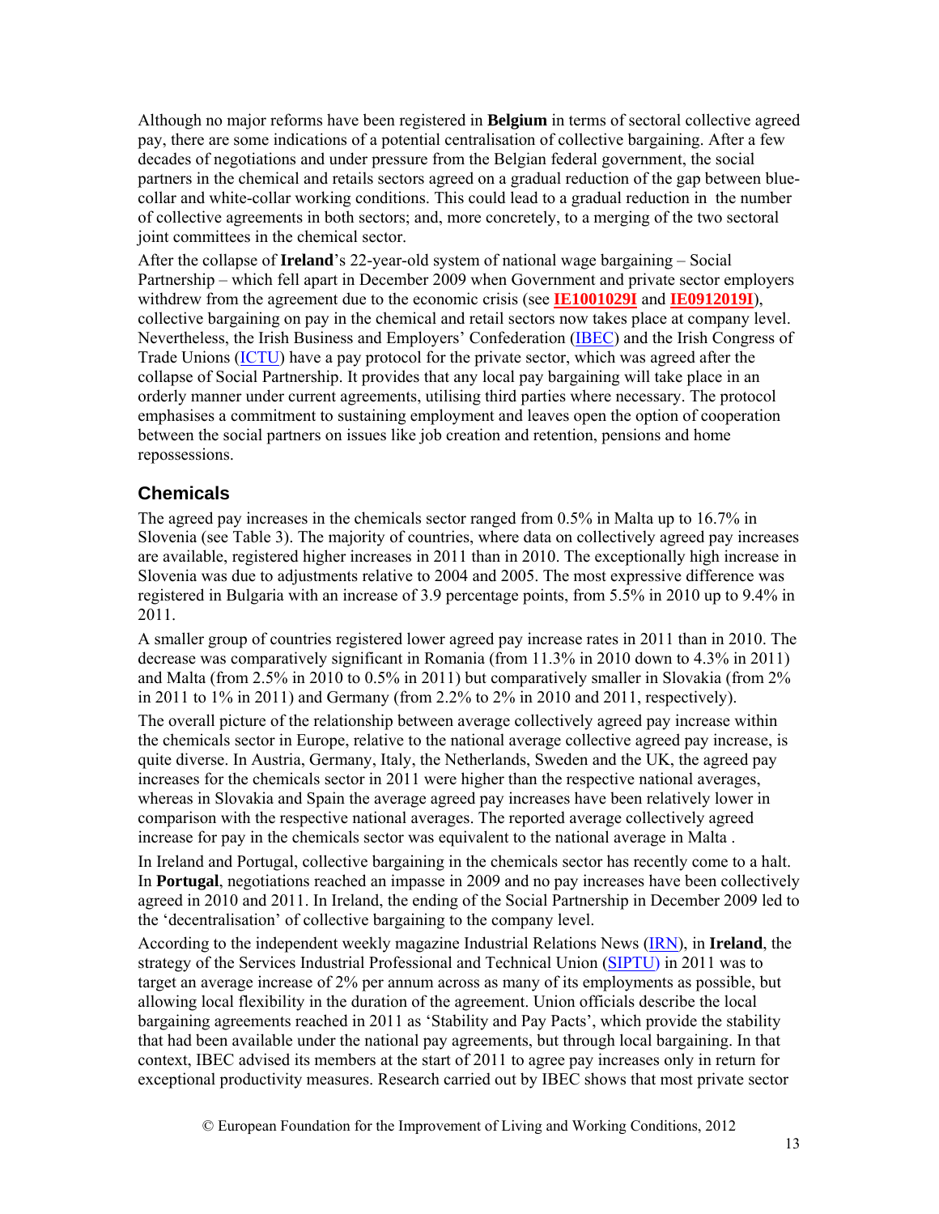Although no major reforms have been registered in **Belgium** in terms of sectoral collective agreed pay, there are some indications of a potential centralisation of collective bargaining. After a few decades of negotiations and under pressure from the Belgian federal government, the social partners in the chemical and retails sectors agreed on a gradual reduction of the gap between blue-collar and white-collar working conditions. This could lead to a gradual reduction in the number of collective agreements in both sectors; and, more concretely, to a merging of the two sectoral joint committees in the chemical sector.

After the collapse of **Ireland**'s 22-year-old system of national wage bargaining – Social Partnership – which fell apart in December 2009 when Government and private sector employers withdrew from the agreement due to the economic crisis (see **IE1001029I** and **IE0912019I**), collective bargaining on pay in the chemical and retail sectors now takes place at company level. Nevertheless, the Irish Business and Employers' Confederation (IBEC) and the Irish Congress of Trade Unions (ICTU) have a pay protocol for the private sector, which was agreed after the collapse of Social Partnership. It provides that any local pay bargaining will take place in an orderly manner under current agreements, utilising third parties where necessary. The protocol emphasises a commitment to sustaining employment and leaves open the option of cooperation between the social partners on issues like job creation and retention, pensions and home repossessions.

## Chemicals

The agreed pay increases in the chemicals sector ranged from 0.5% in Malta up to 16.7% in Slovenia (see Table 3). The majority of countries, where data on collectively agreed pay increases are available, registered higher increases in 2011 than in 2010. The exceptionally high increase in Slovenia was due to adjustments relative to 2004 and 2005. The most expressive difference was registered in Bulgaria with an increase of 3.9 percentage points, from 5.5% in 2010 up to 9.4% in 2011.

A smaller group of countries registered lower agreed pay increase rates in 2011 than in 2010. The decrease was comparatively significant in Romania (from 11.3% in 2010 down to 4.3% in 2011) and Malta (from 2.5% in 2010 to 0.5% in 2011) but comparatively smaller in Slovakia (from 2% in 2011 to 1% in 2011) and Germany (from 2.2% to 2% in 2010 and 2011, respectively).

The overall picture of the relationship between average collectively agreed pay increase within the chemicals sector in Europe, relative to the national average collective agreed pay increase, is quite diverse. In Austria, Germany, Italy, the Netherlands, Sweden and the UK, the agreed pay increases for the chemicals sector in 2011 were higher than the respective national averages, whereas in Slovakia and Spain the average agreed pay increases have been relatively lower in comparison with the respective national averages. The reported average collectively agreed increase for pay in the chemicals sector was equivalent to the national average in Malta .

In Ireland and Portugal, collective bargaining in the chemicals sector has recently come to a halt. In **Portugal**, negotiations reached an impasse in 2009 and no pay increases have been collectively agreed in 2010 and 2011. In Ireland, the ending of the Social Partnership in December 2009 led to the 'decentralisation' of collective bargaining to the company level.

According to the independent weekly magazine Industrial Relations News (IRN), in **Ireland**, the strategy of the Services Industrial Professional and Technical Union (SIPTU) in 2011 was to target an average increase of 2% per annum across as many of its employments as possible, but allowing local flexibility in the duration of the agreement. Union officials describe the local bargaining agreements reached in 2011 as 'Stability and Pay Pacts', which provide the stability that had been available under the national pay agreements, but through local bargaining. In that context, IBEC advised its members at the start of 2011 to agree pay increases only in return for exceptional productivity measures. Research carried out by IBEC shows that most private sector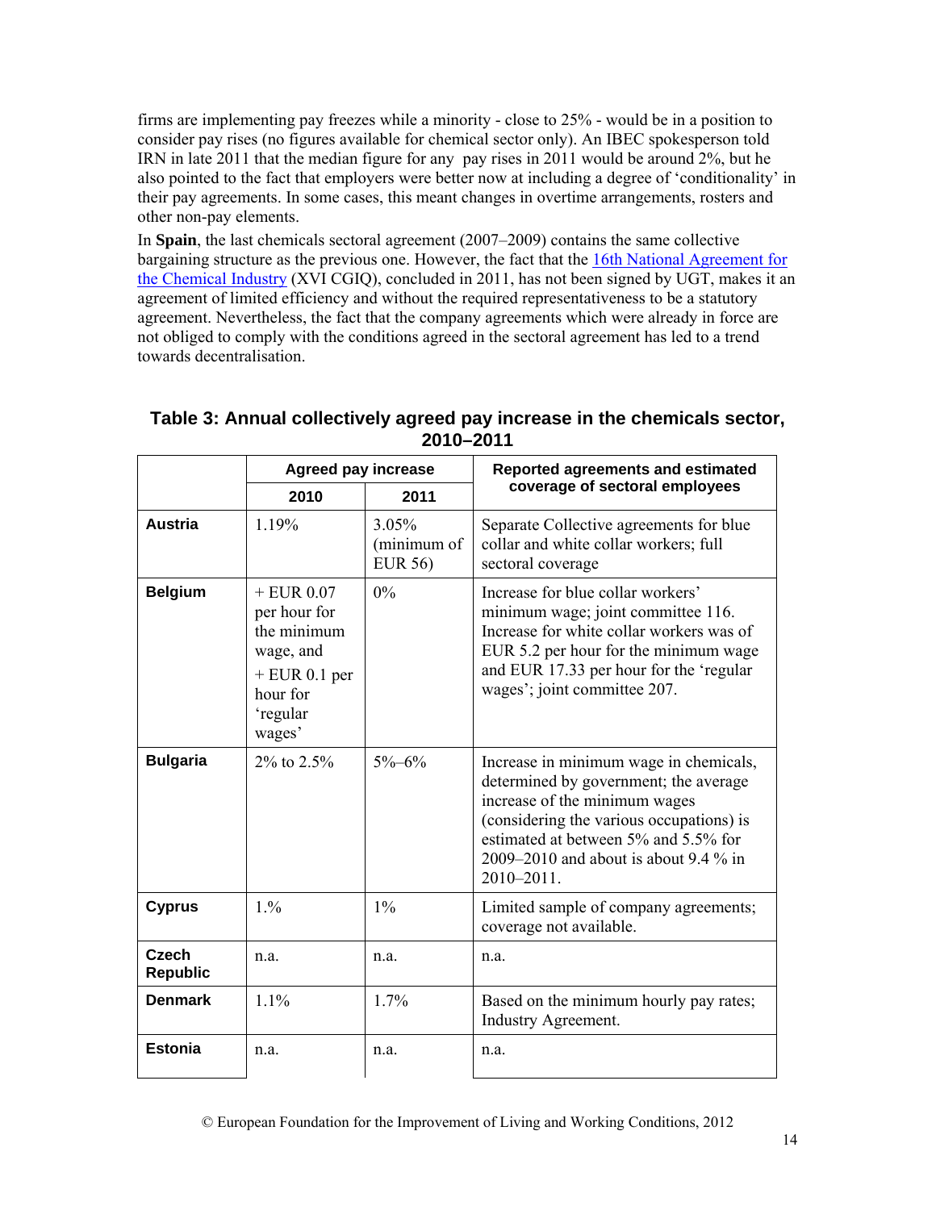firms are implementing pay freezes while a minority - close to 25% - would be in a position to consider pay rises (no figures available for chemical sector only). An IBEC spokesperson told IRN in late 2011 that the median figure for any pay rises in 2011 would be around 2%, but he also pointed to the fact that employers were better now at including a degree of 'conditionality' in their pay agreements. In some cases, this meant changes in overtime arrangements, rosters and other non-pay elements.

In **Spain**, the last chemicals sectoral agreement (2007–2009) contains the same collective bargaining structure as the previous one. However, the fact that the 16th National Agreement for the Chemical Industry (XVI CGIQ), concluded in 2011, has not been signed by UGT, makes it an agreement of limited efficiency and without the required representativeness to be a statutory agreement. Nevertheless, the fact that the company agreements which were already in force are not obliged to comply with the conditions agreed in the sectoral agreement has led to a trend towards decentralisation.

**Table 3: Annual collectively agreed pay increase in the chemicals sector, 2010–2011**

| | Agreed pay increase | | Reported agreements and estimated coverage of sectoral employees |
|---|---|---|---|
| | 2010 | 2011 | |
| **Austria** | 1.19% | 3.05% (minimum of EUR 56) | Separate Collective agreements for blue collar and white collar workers; full sectoral coverage |
| **Belgium** | + EUR 0.07 per hour for the minimum wage, and + EUR 0.1 per hour for 'regular wages' | 0% | Increase for blue collar workers' minimum wage; joint committee 116. Increase for white collar workers was of EUR 5.2 per hour for the minimum wage and EUR 17.33 per hour for the 'regular wages'; joint committee 207. |
| **Bulgaria** | 2% to 2.5% | 5%–6% | Increase in minimum wage in chemicals, determined by government; the average increase of the minimum wages (considering the various occupations) is estimated at between 5% and 5.5% for 2009–2010 and about is about 9.4 % in 2010–2011. |
| **Cyprus** | 1.% | 1% | Limited sample of company agreements; coverage not available. |
| **Czech Republic** | n.a. | n.a. | n.a. |
| **Denmark** | 1.1% | 1.7% | Based on the minimum hourly pay rates; Industry Agreement. |
| **Estonia** | n.a. | n.a. | n.a. |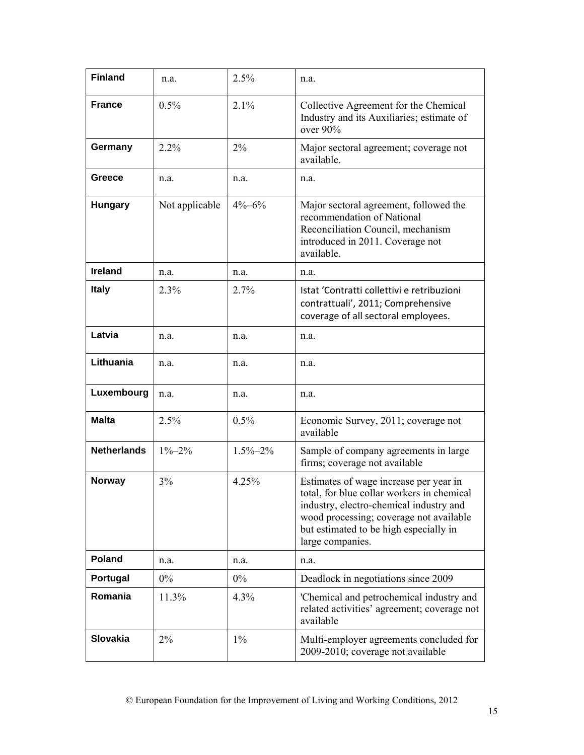| **Finland** | n.a. | 2.5% | n.a. |
|---|---|---|---|
| **France** | 0.5% | 2.1% | Collective Agreement for the Chemical Industry and its Auxiliaries; estimate of over 90% |
| **Germany** | 2.2% | 2% | Major sectoral agreement; coverage not available. |
| **Greece** | n.a. | n.a. | n.a. |
| **Hungary** | Not applicable | 4%–6% | Major sectoral agreement, followed the recommendation of National Reconciliation Council, mechanism introduced in 2011. Coverage not available. |
| **Ireland** | n.a. | n.a. | n.a. |
| **Italy** | 2.3% | 2.7% | Istat 'Contratti collettivi e retribuzioni contrattuali', 2011; Comprehensive coverage of all sectoral employees. |
| **Latvia** | n.a. | n.a. | n.a. |
| **Lithuania** | n.a. | n.a. | n.a. |
| **Luxembourg** | n.a. | n.a. | n.a. |
| **Malta** | 2.5% | 0.5% | Economic Survey, 2011; coverage not available |
| **Netherlands** | 1%–2% | 1.5%–2% | Sample of company agreements in large firms; coverage not available |
| **Norway** | 3% | 4.25% | Estimates of wage increase per year in total, for blue collar workers in chemical industry, electro-chemical industry and wood processing; coverage not available but estimated to be high especially in large companies. |
| **Poland** | n.a. | n.a. | n.a. |
| **Portugal** | 0% | 0% | Deadlock in negotiations since 2009 |
| **Romania** | 11.3% | 4.3% | 'Chemical and petrochemical industry and related activities' agreement; coverage not available |
| **Slovakia** | 2% | 1% | Multi-employer agreements concluded for 2009-2010; coverage not available |

© European Foundation for the Improvement of Living and Working Conditions, 2012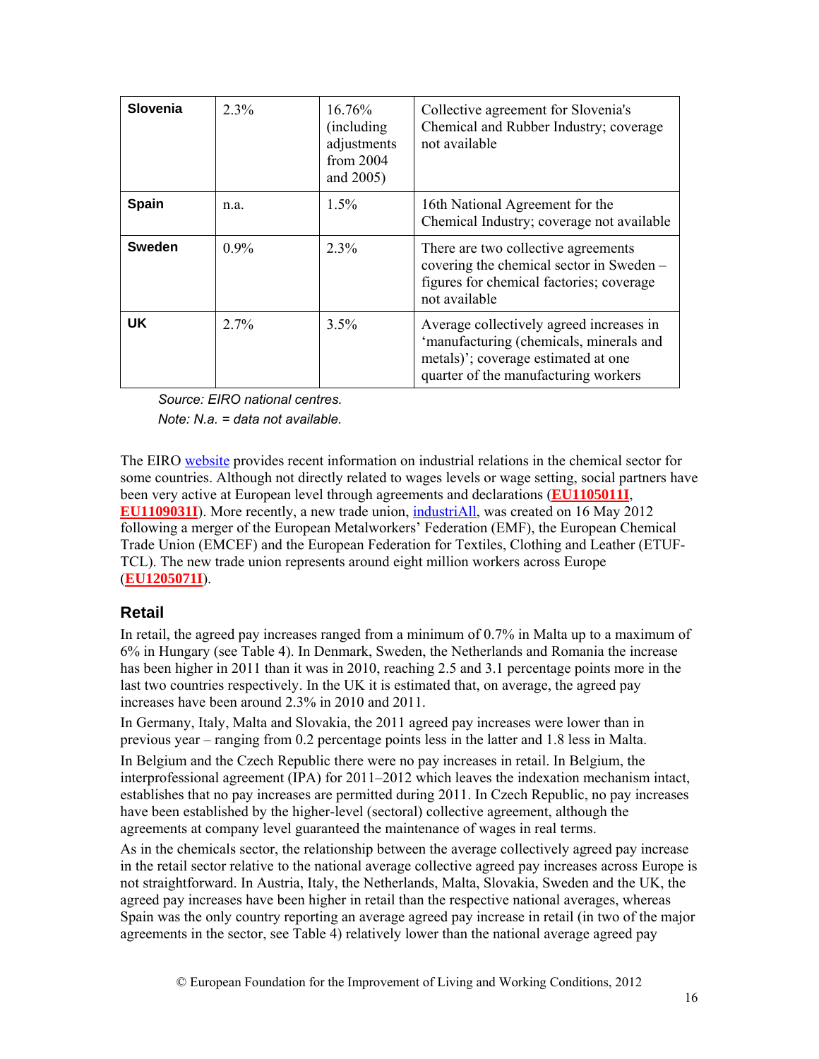| | | | |
|---|---|---|---|
| **Slovenia** | 2.3% | 16.76% (including adjustments from 2004 and 2005) | Collective agreement for Slovenia's Chemical and Rubber Industry; coverage not available |
| **Spain** | n.a. | 1.5% | 16th National Agreement for the Chemical Industry; coverage not available |
| **Sweden** | 0.9% | 2.3% | There are two collective agreements covering the chemical sector in Sweden – figures for chemical factories; coverage not available |
| **UK** | 2.7% | 3.5% | Average collectively agreed increases in 'manufacturing (chemicals, minerals and metals)'; coverage estimated at one quarter of the manufacturing workers |

*Source: EIRO national centres.*

*Note: N.a. = data not available.*

The EIRO website provides recent information on industrial relations in the chemical sector for some countries. Although not directly related to wages levels or wage setting, social partners have been very active at European level through agreements and declarations (**EU1105011I**, **EU1109031I**). More recently, a new trade union, industriAll, was created on 16 May 2012 following a merger of the European Metalworkers' Federation (EMF), the European Chemical Trade Union (EMCEF) and the European Federation for Textiles, Clothing and Leather (ETUF-TCL). The new trade union represents around eight million workers across Europe (**EU1205071I**).

## Retail

In retail, the agreed pay increases ranged from a minimum of 0.7% in Malta up to a maximum of 6% in Hungary (see Table 4). In Denmark, Sweden, the Netherlands and Romania the increase has been higher in 2011 than it was in 2010, reaching 2.5 and 3.1 percentage points more in the last two countries respectively. In the UK it is estimated that, on average, the agreed pay increases have been around 2.3% in 2010 and 2011.

In Germany, Italy, Malta and Slovakia, the 2011 agreed pay increases were lower than in previous year – ranging from 0.2 percentage points less in the latter and 1.8 less in Malta.

In Belgium and the Czech Republic there were no pay increases in retail. In Belgium, the interprofessional agreement (IPA) for 2011–2012 which leaves the indexation mechanism intact, establishes that no pay increases are permitted during 2011. In Czech Republic, no pay increases have been established by the higher-level (sectoral) collective agreement, although the agreements at company level guaranteed the maintenance of wages in real terms.

As in the chemicals sector, the relationship between the average collectively agreed pay increase in the retail sector relative to the national average collective agreed pay increases across Europe is not straightforward. In Austria, Italy, the Netherlands, Malta, Slovakia, Sweden and the UK, the agreed pay increases have been higher in retail than the respective national averages, whereas Spain was the only country reporting an average agreed pay increase in retail (in two of the major agreements in the sector, see Table 4) relatively lower than the national average agreed pay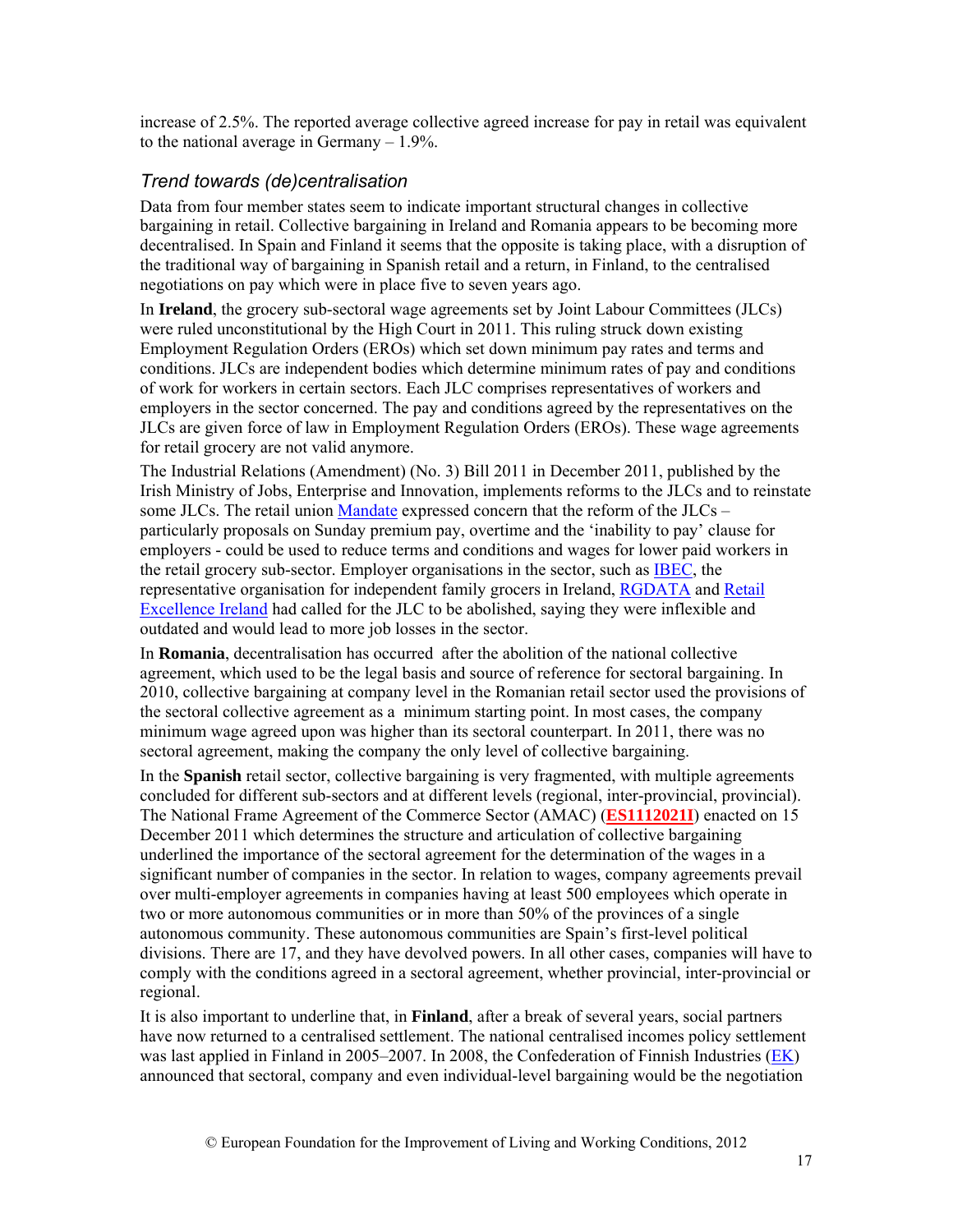increase of 2.5%. The reported average collective agreed increase for pay in retail was equivalent to the national average in Germany – 1.9%.

### *Trend towards (de)centralisation*

Data from four member states seem to indicate important structural changes in collective bargaining in retail. Collective bargaining in Ireland and Romania appears to be becoming more decentralised. In Spain and Finland it seems that the opposite is taking place, with a disruption of the traditional way of bargaining in Spanish retail and a return, in Finland, to the centralised negotiations on pay which were in place five to seven years ago.

In **Ireland**, the grocery sub-sectoral wage agreements set by Joint Labour Committees (JLCs) were ruled unconstitutional by the High Court in 2011. This ruling struck down existing Employment Regulation Orders (EROs) which set down minimum pay rates and terms and conditions. JLCs are independent bodies which determine minimum rates of pay and conditions of work for workers in certain sectors. Each JLC comprises representatives of workers and employers in the sector concerned. The pay and conditions agreed by the representatives on the JLCs are given force of law in Employment Regulation Orders (EROs). These wage agreements for retail grocery are not valid anymore.

The Industrial Relations (Amendment) (No. 3) Bill 2011 in December 2011, published by the Irish Ministry of Jobs, Enterprise and Innovation, implements reforms to the JLCs and to reinstate some JLCs. The retail union Mandate expressed concern that the reform of the JLCs – particularly proposals on Sunday premium pay, overtime and the 'inability to pay' clause for employers - could be used to reduce terms and conditions and wages for lower paid workers in the retail grocery sub-sector. Employer organisations in the sector, such as IBEC, the representative organisation for independent family grocers in Ireland, RGDATA and Retail Excellence Ireland had called for the JLC to be abolished, saying they were inflexible and outdated and would lead to more job losses in the sector.

In **Romania**, decentralisation has occurred after the abolition of the national collective agreement, which used to be the legal basis and source of reference for sectoral bargaining. In 2010, collective bargaining at company level in the Romanian retail sector used the provisions of the sectoral collective agreement as a minimum starting point. In most cases, the company minimum wage agreed upon was higher than its sectoral counterpart. In 2011, there was no sectoral agreement, making the company the only level of collective bargaining.

In the **Spanish** retail sector, collective bargaining is very fragmented, with multiple agreements concluded for different sub-sectors and at different levels (regional, inter-provincial, provincial). The National Frame Agreement of the Commerce Sector (AMAC) (**ES1112021I**) enacted on 15 December 2011 which determines the structure and articulation of collective bargaining underlined the importance of the sectoral agreement for the determination of the wages in a significant number of companies in the sector. In relation to wages, company agreements prevail over multi-employer agreements in companies having at least 500 employees which operate in two or more autonomous communities or in more than 50% of the provinces of a single autonomous community. These autonomous communities are Spain's first-level political divisions. There are 17, and they have devolved powers. In all other cases, companies will have to comply with the conditions agreed in a sectoral agreement, whether provincial, inter-provincial or regional.

It is also important to underline that, in **Finland**, after a break of several years, social partners have now returned to a centralised settlement. The national centralised incomes policy settlement was last applied in Finland in 2005–2007. In 2008, the Confederation of Finnish Industries (EK) announced that sectoral, company and even individual-level bargaining would be the negotiation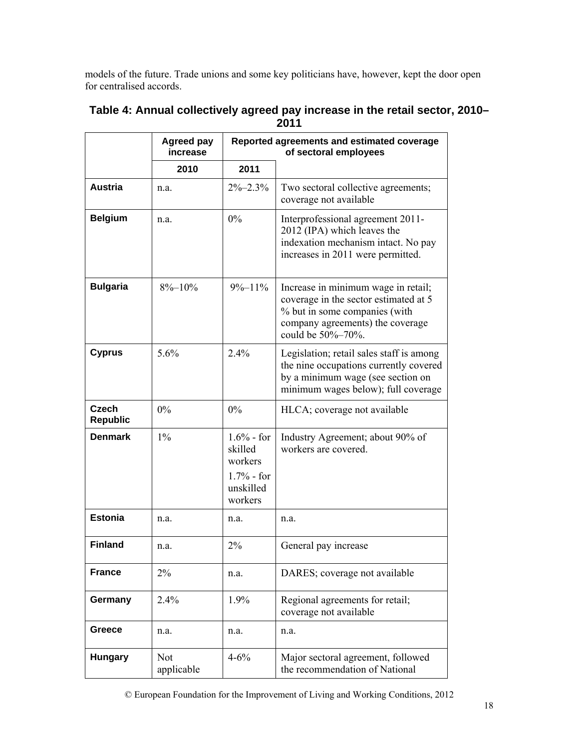models of the future. Trade unions and some key politicians have, however, kept the door open for centralised accords.

**Table 4: Annual collectively agreed pay increase in the retail sector, 2010–2011**

| | Agreed pay increase | | Reported agreements and estimated coverage of sectoral employees |
|---|---|---|---|
| | 2010 | 2011 | |
| **Austria** | n.a. | 2%–2.3% | Two sectoral collective agreements; coverage not available |
| **Belgium** | n.a. | 0% | Interprofessional agreement 2011-2012 (IPA) which leaves the indexation mechanism intact. No pay increases in 2011 were permitted. |
| **Bulgaria** | 8%–10% | 9%–11% | Increase in minimum wage in retail; coverage in the sector estimated at 5 % but in some companies (with company agreements) the coverage could be 50%–70%. |
| **Cyprus** | 5.6% | 2.4% | Legislation; retail sales staff is among the nine occupations currently covered by a minimum wage (see section on minimum wages below); full coverage |
| **Czech Republic** | 0% | 0% | HLCA; coverage not available |
| **Denmark** | 1% | 1.6% - for skilled workers<br>1.7% - for unskilled workers | Industry Agreement; about 90% of workers are covered. |
| **Estonia** | n.a. | n.a. | n.a. |
| **Finland** | n.a. | 2% | General pay increase |
| **France** | 2% | n.a. | DARES; coverage not available |
| **Germany** | 2.4% | 1.9% | Regional agreements for retail; coverage not available |
| **Greece** | n.a. | n.a. | n.a. |
| **Hungary** | Not applicable | 4-6% | Major sectoral agreement, followed the recommendation of National |

© European Foundation for the Improvement of Living and Working Conditions, 2012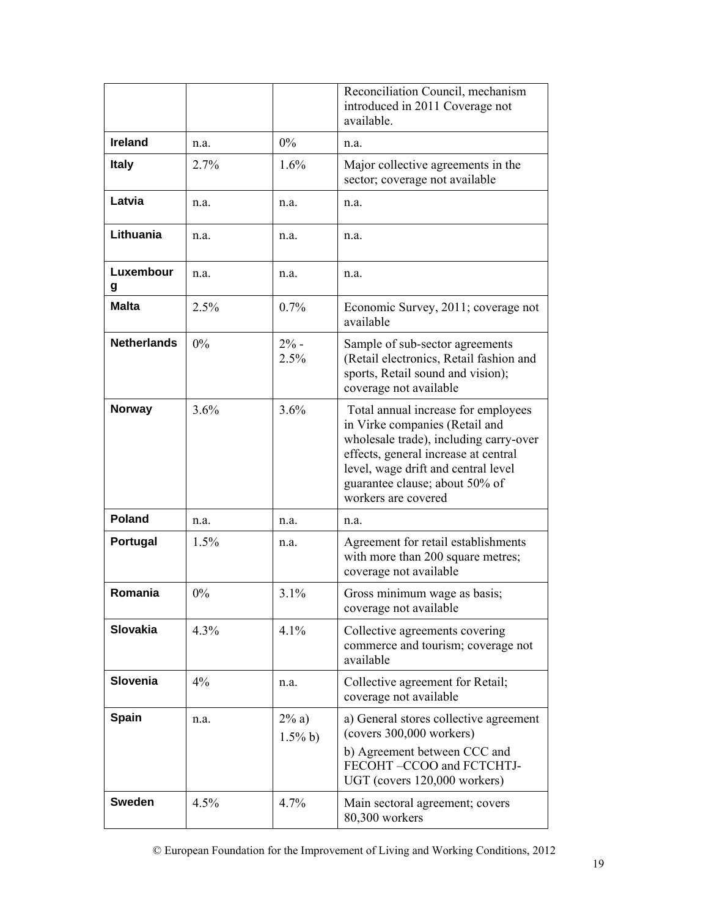| | | | |
|---|---|---|---|
| | | | Reconciliation Council, mechanism introduced in 2011 Coverage not available. |
| **Ireland** | n.a. | 0% | n.a. |
| **Italy** | 2.7% | 1.6% | Major collective agreements in the sector; coverage not available |
| **Latvia** | n.a. | n.a. | n.a. |
| **Lithuania** | n.a. | n.a. | n.a. |
| **Luxembourg** | n.a. | n.a. | n.a. |
| **Malta** | 2.5% | 0.7% | Economic Survey, 2011; coverage not available |
| **Netherlands** | 0% | 2% - 2.5% | Sample of sub-sector agreements (Retail electronics, Retail fashion and sports, Retail sound and vision); coverage not available |
| **Norway** | 3.6% | 3.6% | Total annual increase for employees in Virke companies (Retail and wholesale trade), including carry-over effects, general increase at central level, wage drift and central level guarantee clause; about 50% of workers are covered |
| **Poland** | n.a. | n.a. | n.a. |
| **Portugal** | 1.5% | n.a. | Agreement for retail establishments with more than 200 square metres; coverage not available |
| **Romania** | 0% | 3.1% | Gross minimum wage as basis; coverage not available |
| **Slovakia** | 4.3% | 4.1% | Collective agreements covering commerce and tourism; coverage not available |
| **Slovenia** | 4% | n.a. | Collective agreement for Retail; coverage not available |
| **Spain** | n.a. | 2% a) 1.5% b) | a) General stores collective agreement (covers 300,000 workers) b) Agreement between CCC and FECOHT –CCOO and FCTCHTJ-UGT (covers 120,000 workers) |
| **Sweden** | 4.5% | 4.7% | Main sectoral agreement; covers 80,300 workers |

© European Foundation for the Improvement of Living and Working Conditions, 2012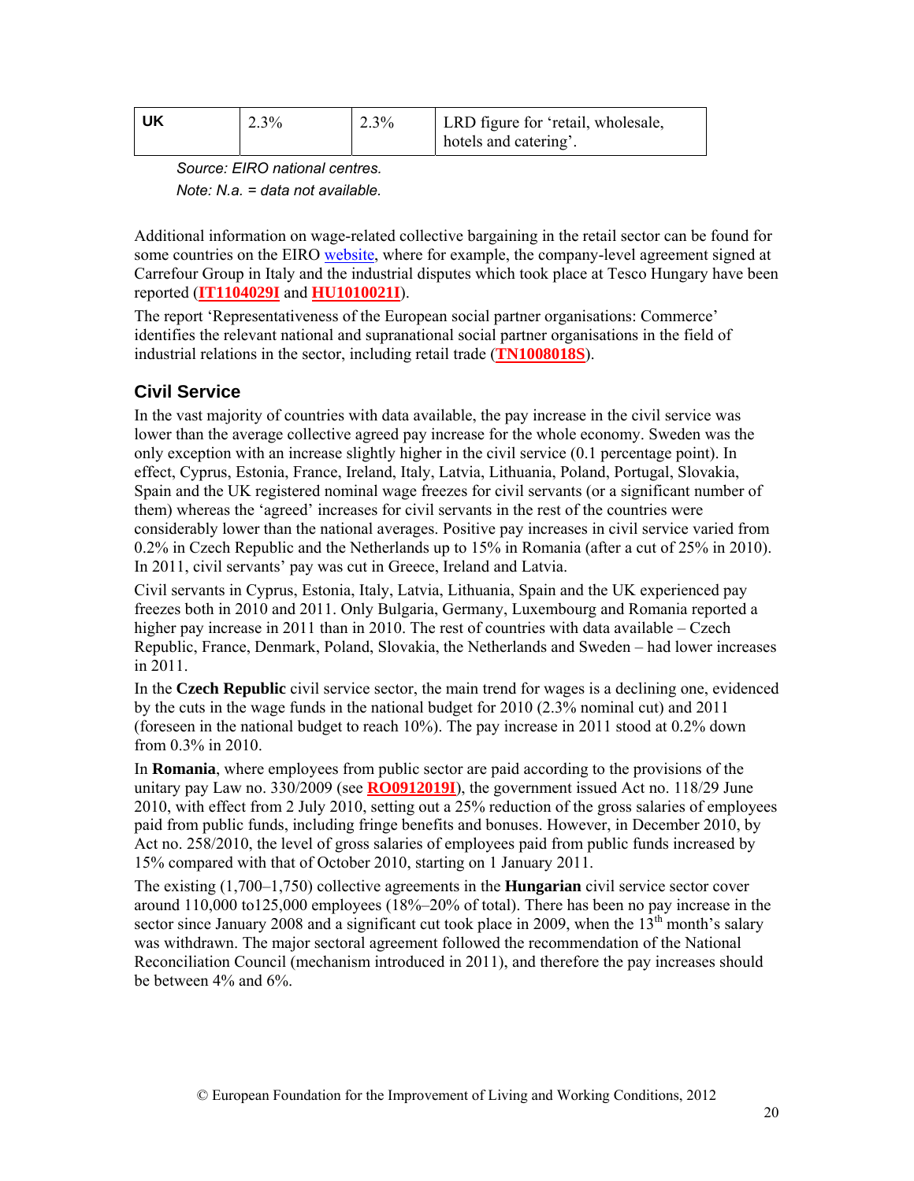| UK | 2.3% | 2.3% | LRD figure for 'retail, wholesale, hotels and catering'. |
|---|---|---|---|

*Source: EIRO national centres.*

*Note: N.a. = data not available.*

Additional information on wage-related collective bargaining in the retail sector can be found for some countries on the EIRO website, where for example, the company-level agreement signed at Carrefour Group in Italy and the industrial disputes which took place at Tesco Hungary have been reported (**IT1104029I** and **HU1010021I**).

The report 'Representativeness of the European social partner organisations: Commerce' identifies the relevant national and supranational social partner organisations in the field of industrial relations in the sector, including retail trade (**TN1008018S**).

## Civil Service

In the vast majority of countries with data available, the pay increase in the civil service was lower than the average collective agreed pay increase for the whole economy. Sweden was the only exception with an increase slightly higher in the civil service (0.1 percentage point). In effect, Cyprus, Estonia, France, Ireland, Italy, Latvia, Lithuania, Poland, Portugal, Slovakia, Spain and the UK registered nominal wage freezes for civil servants (or a significant number of them) whereas the 'agreed' increases for civil servants in the rest of the countries were considerably lower than the national averages. Positive pay increases in civil service varied from 0.2% in Czech Republic and the Netherlands up to 15% in Romania (after a cut of 25% in 2010). In 2011, civil servants' pay was cut in Greece, Ireland and Latvia.

Civil servants in Cyprus, Estonia, Italy, Latvia, Lithuania, Spain and the UK experienced pay freezes both in 2010 and 2011. Only Bulgaria, Germany, Luxembourg and Romania reported a higher pay increase in 2011 than in 2010. The rest of countries with data available – Czech Republic, France, Denmark, Poland, Slovakia, the Netherlands and Sweden – had lower increases in 2011.

In the **Czech Republic** civil service sector, the main trend for wages is a declining one, evidenced by the cuts in the wage funds in the national budget for 2010 (2.3% nominal cut) and 2011 (foreseen in the national budget to reach 10%). The pay increase in 2011 stood at 0.2% down from 0.3% in 2010.

In **Romania**, where employees from public sector are paid according to the provisions of the unitary pay Law no. 330/2009 (see **RO0912019I**), the government issued Act no. 118/29 June 2010, with effect from 2 July 2010, setting out a 25% reduction of the gross salaries of employees paid from public funds, including fringe benefits and bonuses. However, in December 2010, by Act no. 258/2010, the level of gross salaries of employees paid from public funds increased by 15% compared with that of October 2010, starting on 1 January 2011.

The existing (1,700–1,750) collective agreements in the **Hungarian** civil service sector cover around 110,000 to125,000 employees (18%–20% of total). There has been no pay increase in the sector since January 2008 and a significant cut took place in 2009, when the 13th month's salary was withdrawn. The major sectoral agreement followed the recommendation of the National Reconciliation Council (mechanism introduced in 2011), and therefore the pay increases should be between 4% and 6%.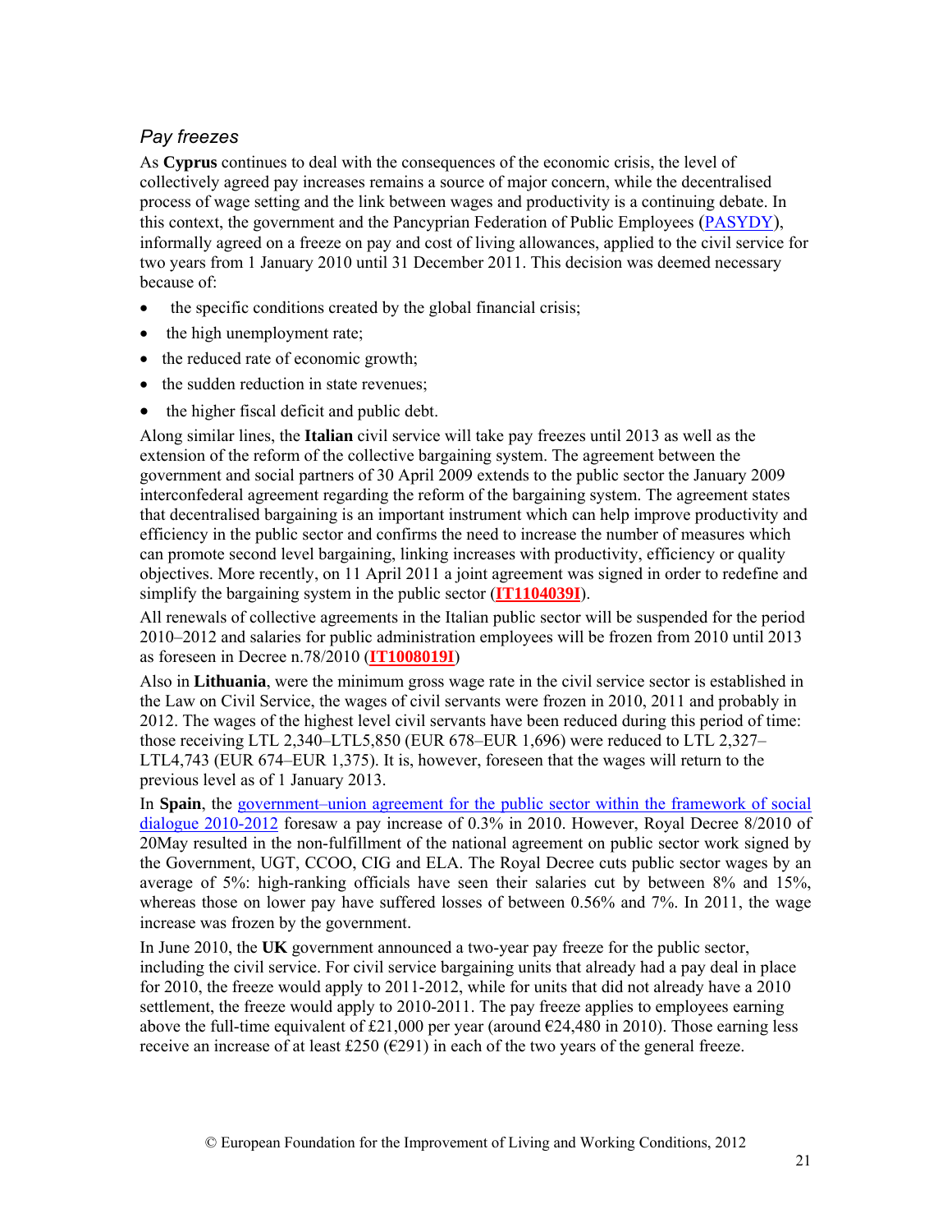### *Pay freezes*

As **Cyprus** continues to deal with the consequences of the economic crisis, the level of collectively agreed pay increases remains a source of major concern, while the decentralised process of wage setting and the link between wages and productivity is a continuing debate. In this context, the government and the Pancyprian Federation of Public Employees (PASYDY), informally agreed on a freeze on pay and cost of living allowances, applied to the civil service for two years from 1 January 2010 until 31 December 2011. This decision was deemed necessary because of:

- the specific conditions created by the global financial crisis;
- the high unemployment rate;
- the reduced rate of economic growth;
- the sudden reduction in state revenues;
- the higher fiscal deficit and public debt.

Along similar lines, the **Italian** civil service will take pay freezes until 2013 as well as the extension of the reform of the collective bargaining system. The agreement between the government and social partners of 30 April 2009 extends to the public sector the January 2009 interconfederal agreement regarding the reform of the bargaining system. The agreement states that decentralised bargaining is an important instrument which can help improve productivity and efficiency in the public sector and confirms the need to increase the number of measures which can promote second level bargaining, linking increases with productivity, efficiency or quality objectives. More recently, on 11 April 2011 a joint agreement was signed in order to redefine and simplify the bargaining system in the public sector (**IT1104039I**).

All renewals of collective agreements in the Italian public sector will be suspended for the period 2010–2012 and salaries for public administration employees will be frozen from 2010 until 2013 as foreseen in Decree n.78/2010 (**IT1008019I**)

Also in **Lithuania**, were the minimum gross wage rate in the civil service sector is established in the Law on Civil Service, the wages of civil servants were frozen in 2010, 2011 and probably in 2012. The wages of the highest level civil servants have been reduced during this period of time: those receiving LTL 2,340–LTL5,850 (EUR 678–EUR 1,696) were reduced to LTL 2,327–LTL4,743 (EUR 674–EUR 1,375). It is, however, foreseen that the wages will return to the previous level as of 1 January 2013.

In **Spain**, the government–union agreement for the public sector within the framework of social dialogue 2010-2012 foresaw a pay increase of 0.3% in 2010. However, Royal Decree 8/2010 of 20May resulted in the non-fulfillment of the national agreement on public sector work signed by the Government, UGT, CCOO, CIG and ELA. The Royal Decree cuts public sector wages by an average of 5%: high-ranking officials have seen their salaries cut by between 8% and 15%, whereas those on lower pay have suffered losses of between 0.56% and 7%. In 2011, the wage increase was frozen by the government.

In June 2010, the **UK** government announced a two-year pay freeze for the public sector, including the civil service. For civil service bargaining units that already had a pay deal in place for 2010, the freeze would apply to 2011-2012, while for units that did not already have a 2010 settlement, the freeze would apply to 2010-2011. The pay freeze applies to employees earning above the full-time equivalent of £21,000 per year (around €24,480 in 2010). Those earning less receive an increase of at least £250 (€291) in each of the two years of the general freeze.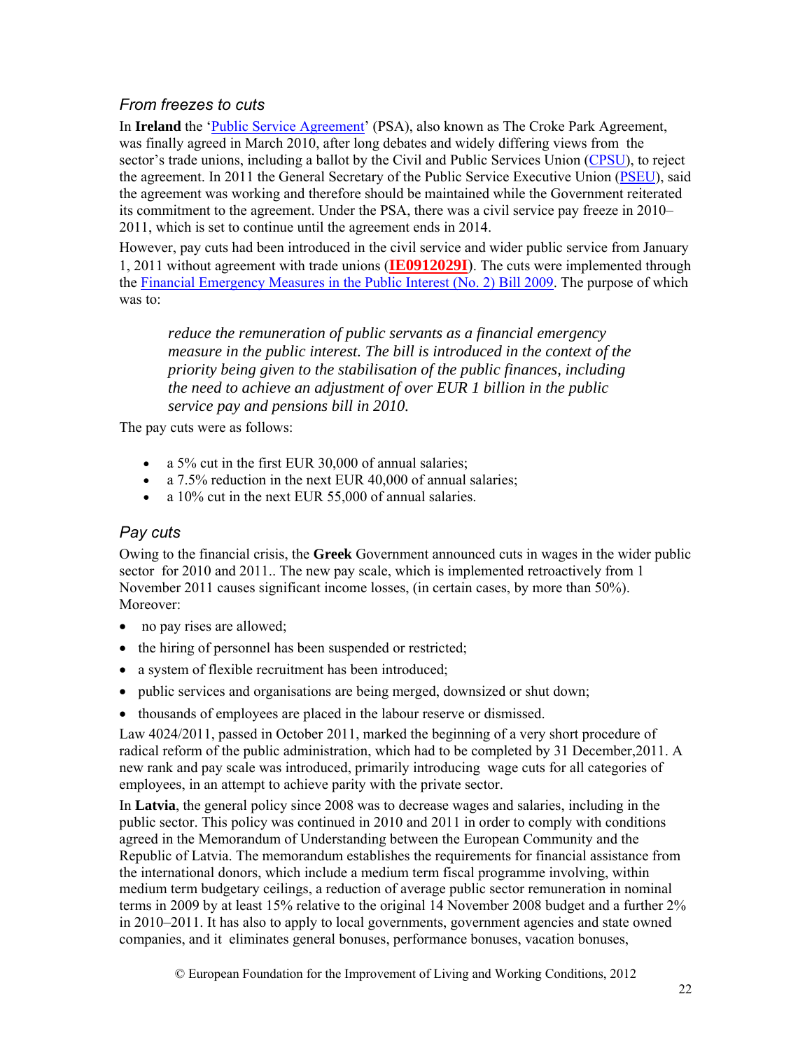### From freezes to cuts

In **Ireland** the 'Public Service Agreement' (PSA), also known as The Croke Park Agreement, was finally agreed in March 2010, after long debates and widely differing views from the sector's trade unions, including a ballot by the Civil and Public Services Union (CPSU), to reject the agreement. In 2011 the General Secretary of the Public Service Executive Union (PSEU), said the agreement was working and therefore should be maintained while the Government reiterated its commitment to the agreement. Under the PSA, there was a civil service pay freeze in 2010–2011, which is set to continue until the agreement ends in 2014.

However, pay cuts had been introduced in the civil service and wider public service from January 1, 2011 without agreement with trade unions (**IE0912029I**). The cuts were implemented through the Financial Emergency Measures in the Public Interest (No. 2) Bill 2009. The purpose of which was to:

> *reduce the remuneration of public servants as a financial emergency measure in the public interest. The bill is introduced in the context of the priority being given to the stabilisation of the public finances, including the need to achieve an adjustment of over EUR 1 billion in the public service pay and pensions bill in 2010.*

The pay cuts were as follows:

- a 5% cut in the first EUR 30,000 of annual salaries;
- a 7.5% reduction in the next EUR 40,000 of annual salaries;
- a 10% cut in the next EUR 55,000 of annual salaries.

### Pay cuts

Owing to the financial crisis, the **Greek** Government announced cuts in wages in the wider public sector for 2010 and 2011.. The new pay scale, which is implemented retroactively from 1 November 2011 causes significant income losses, (in certain cases, by more than 50%). Moreover:

- no pay rises are allowed;
- the hiring of personnel has been suspended or restricted;
- a system of flexible recruitment has been introduced;
- public services and organisations are being merged, downsized or shut down;
- thousands of employees are placed in the labour reserve or dismissed.

Law 4024/2011, passed in October 2011, marked the beginning of a very short procedure of radical reform of the public administration, which had to be completed by 31 December,2011. A new rank and pay scale was introduced, primarily introducing wage cuts for all categories of employees, in an attempt to achieve parity with the private sector.

In **Latvia**, the general policy since 2008 was to decrease wages and salaries, including in the public sector. This policy was continued in 2010 and 2011 in order to comply with conditions agreed in the Memorandum of Understanding between the European Community and the Republic of Latvia. The memorandum establishes the requirements for financial assistance from the international donors, which include a medium term fiscal programme involving, within medium term budgetary ceilings, a reduction of average public sector remuneration in nominal terms in 2009 by at least 15% relative to the original 14 November 2008 budget and a further 2% in 2010–2011. It has also to apply to local governments, government agencies and state owned companies, and it eliminates general bonuses, performance bonuses, vacation bonuses,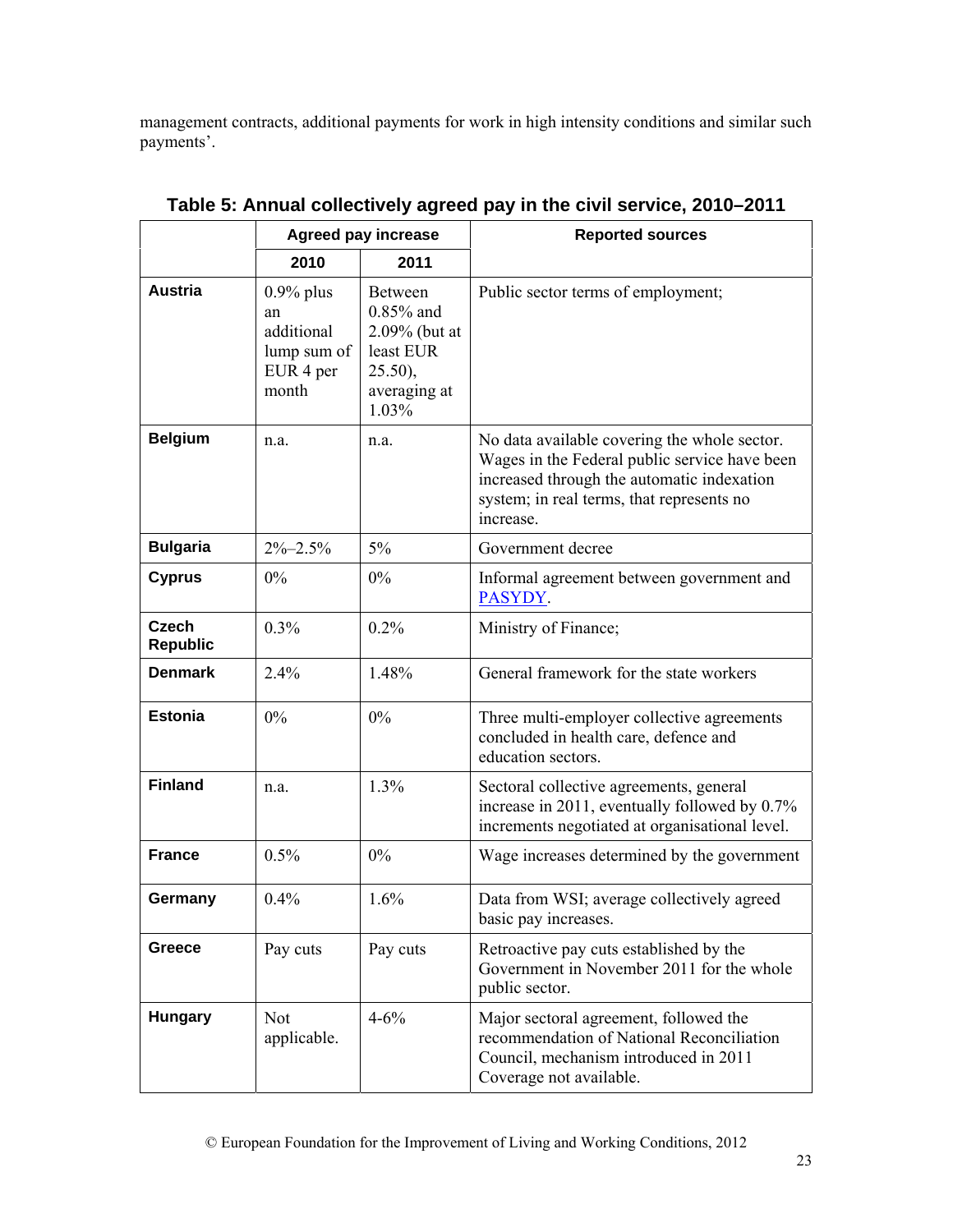management contracts, additional payments for work in high intensity conditions and similar such payments'.

**Table 5: Annual collectively agreed pay in the civil service, 2010–2011**

| | Agreed pay increase | | Reported sources |
|---|---|---|---|
| | 2010 | 2011 | |
| **Austria** | 0.9% plus an additional lump sum of EUR 4 per month | Between 0.85% and 2.09% (but at least EUR 25.50), averaging at 1.03% | Public sector terms of employment; |
| **Belgium** | n.a. | n.a. | No data available covering the whole sector. Wages in the Federal public service have been increased through the automatic indexation system; in real terms, that represents no increase. |
| **Bulgaria** | 2%–2.5% | 5% | Government decree |
| **Cyprus** | 0% | 0% | Informal agreement between government and PASYDY. |
| **Czech Republic** | 0.3% | 0.2% | Ministry of Finance; |
| **Denmark** | 2.4% | 1.48% | General framework for the state workers |
| **Estonia** | 0% | 0% | Three multi-employer collective agreements concluded in health care, defence and education sectors. |
| **Finland** | n.a. | 1.3% | Sectoral collective agreements, general increase in 2011, eventually followed by 0.7% increments negotiated at organisational level. |
| **France** | 0.5% | 0% | Wage increases determined by the government |
| **Germany** | 0.4% | 1.6% | Data from WSI; average collectively agreed basic pay increases. |
| **Greece** | Pay cuts | Pay cuts | Retroactive pay cuts established by the Government in November 2011 for the whole public sector. |
| **Hungary** | Not applicable. | 4-6% | Major sectoral agreement, followed the recommendation of National Reconciliation Council, mechanism introduced in 2011 Coverage not available. |

© European Foundation for the Improvement of Living and Working Conditions, 2012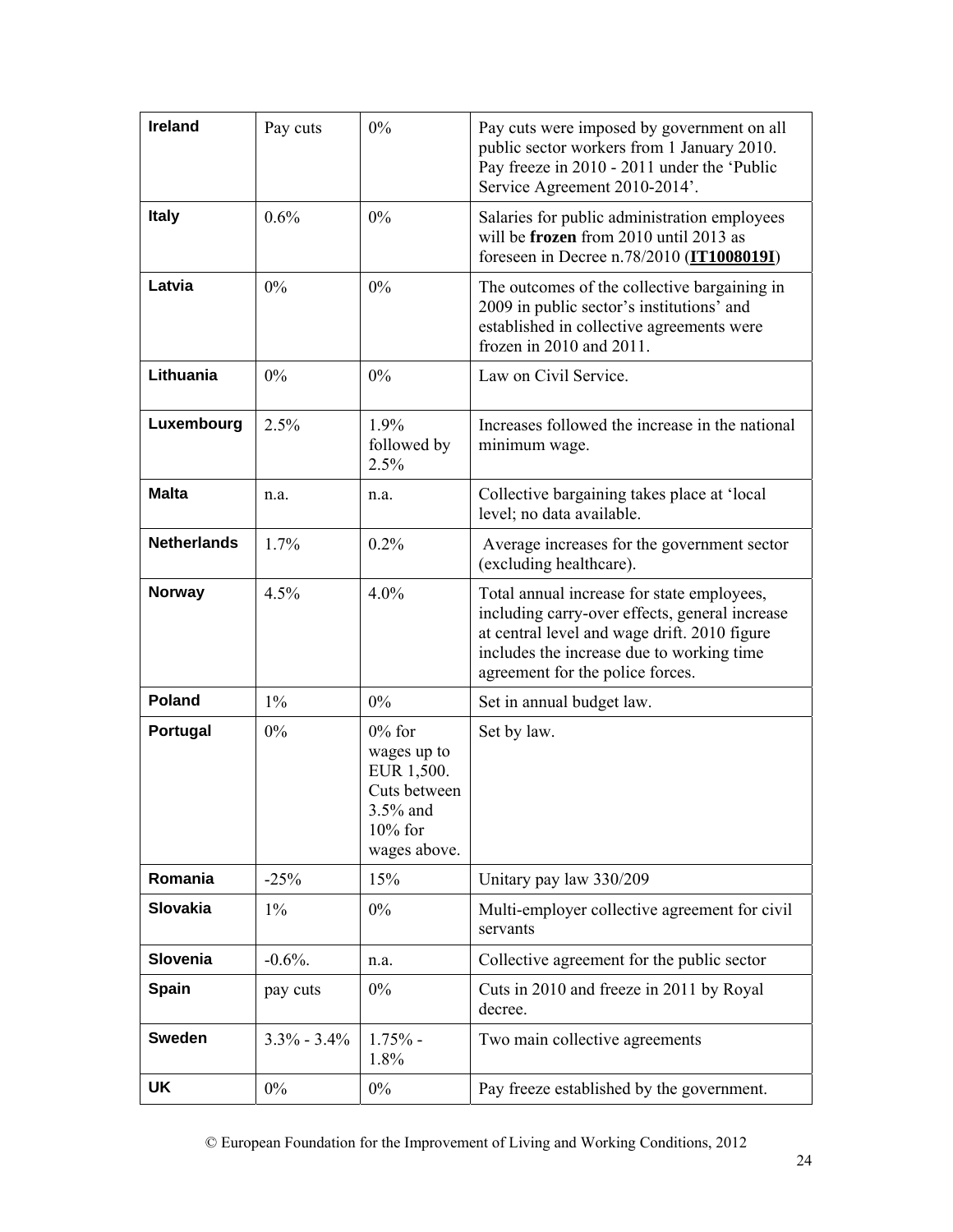| **Ireland** | Pay cuts | 0% | Pay cuts were imposed by government on all public sector workers from 1 January 2010. Pay freeze in 2010 - 2011 under the 'Public Service Agreement 2010-2014'. |
|---|---|---|---|
| **Italy** | 0.6% | 0% | Salaries for public administration employees will be **frozen** from 2010 until 2013 as foreseen in Decree n.78/2010 (**IT1008019I**) |
| **Latvia** | 0% | 0% | The outcomes of the collective bargaining in 2009 in public sector's institutions' and established in collective agreements were frozen in 2010 and 2011. |
| **Lithuania** | 0% | 0% | Law on Civil Service. |
| **Luxembourg** | 2.5% | 1.9% followed by 2.5% | Increases followed the increase in the national minimum wage. |
| **Malta** | n.a. | n.a. | Collective bargaining takes place at 'local level; no data available. |
| **Netherlands** | 1.7% | 0.2% | Average increases for the government sector (excluding healthcare). |
| **Norway** | 4.5% | 4.0% | Total annual increase for state employees, including carry-over effects, general increase at central level and wage drift. 2010 figure includes the increase due to working time agreement for the police forces. |
| **Poland** | 1% | 0% | Set in annual budget law. |
| **Portugal** | 0% | 0% for wages up to EUR 1,500. Cuts between 3.5% and 10% for wages above. | Set by law. |
| **Romania** | -25% | 15% | Unitary pay law 330/209 |
| **Slovakia** | 1% | 0% | Multi-employer collective agreement for civil servants |
| **Slovenia** | -0.6%. | n.a. | Collective agreement for the public sector |
| **Spain** | pay cuts | 0% | Cuts in 2010 and freeze in 2011 by Royal decree. |
| **Sweden** | 3.3% - 3.4% | 1.75% - 1.8% | Two main collective agreements |
| **UK** | 0% | 0% | Pay freeze established by the government. |

© European Foundation for the Improvement of Living and Working Conditions, 2012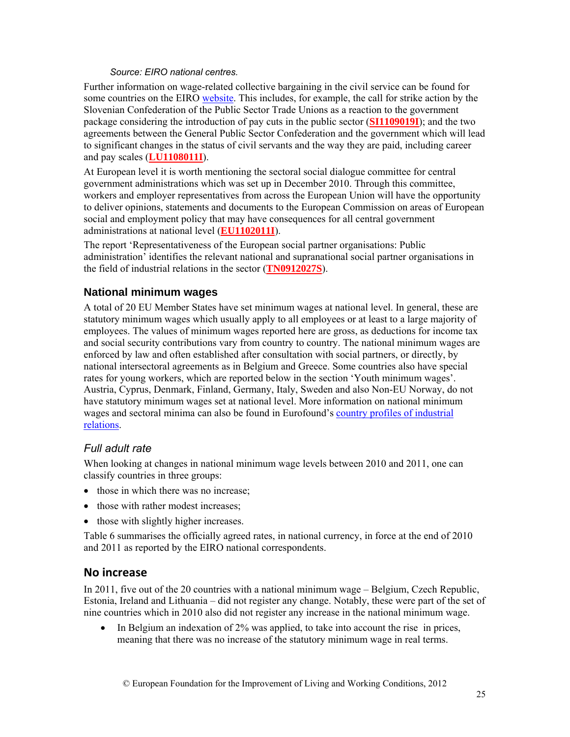*Source: EIRO national centres.*

Further information on wage-related collective bargaining in the civil service can be found for some countries on the EIRO website. This includes, for example, the call for strike action by the Slovenian Confederation of the Public Sector Trade Unions as a reaction to the government package considering the introduction of pay cuts in the public sector (**SI1109019I**); and the two agreements between the General Public Sector Confederation and the government which will lead to significant changes in the status of civil servants and the way they are paid, including career and pay scales (**LU1108011I**).

At European level it is worth mentioning the sectoral social dialogue committee for central government administrations which was set up in December 2010. Through this committee, workers and employer representatives from across the European Union will have the opportunity to deliver opinions, statements and documents to the European Commission on areas of European social and employment policy that may have consequences for all central government administrations at national level (**EU1102011I**).

The report 'Representativeness of the European social partner organisations: Public administration' identifies the relevant national and supranational social partner organisations in the field of industrial relations in the sector (**TN0912027S**).

## National minimum wages

A total of 20 EU Member States have set minimum wages at national level. In general, these are statutory minimum wages which usually apply to all employees or at least to a large majority of employees. The values of minimum wages reported here are gross, as deductions for income tax and social security contributions vary from country to country. The national minimum wages are enforced by law and often established after consultation with social partners, or directly, by national intersectoral agreements as in Belgium and Greece. Some countries also have special rates for young workers, which are reported below in the section 'Youth minimum wages'. Austria, Cyprus, Denmark, Finland, Germany, Italy, Sweden and also Non-EU Norway, do not have statutory minimum wages set at national level. More information on national minimum wages and sectoral minima can also be found in Eurofound's country profiles of industrial relations.

### *Full adult rate*

When looking at changes in national minimum wage levels between 2010 and 2011, one can classify countries in three groups:

- those in which there was no increase;
- those with rather modest increases;
- those with slightly higher increases.

Table 6 summarises the officially agreed rates, in national currency, in force at the end of 2010 and 2011 as reported by the EIRO national correspondents.

## No increase

In 2011, five out of the 20 countries with a national minimum wage – Belgium, Czech Republic, Estonia, Ireland and Lithuania – did not register any change. Notably, these were part of the set of nine countries which in 2010 also did not register any increase in the national minimum wage.

- In Belgium an indexation of 2% was applied, to take into account the rise in prices, meaning that there was no increase of the statutory minimum wage in real terms.

© European Foundation for the Improvement of Living and Working Conditions, 2012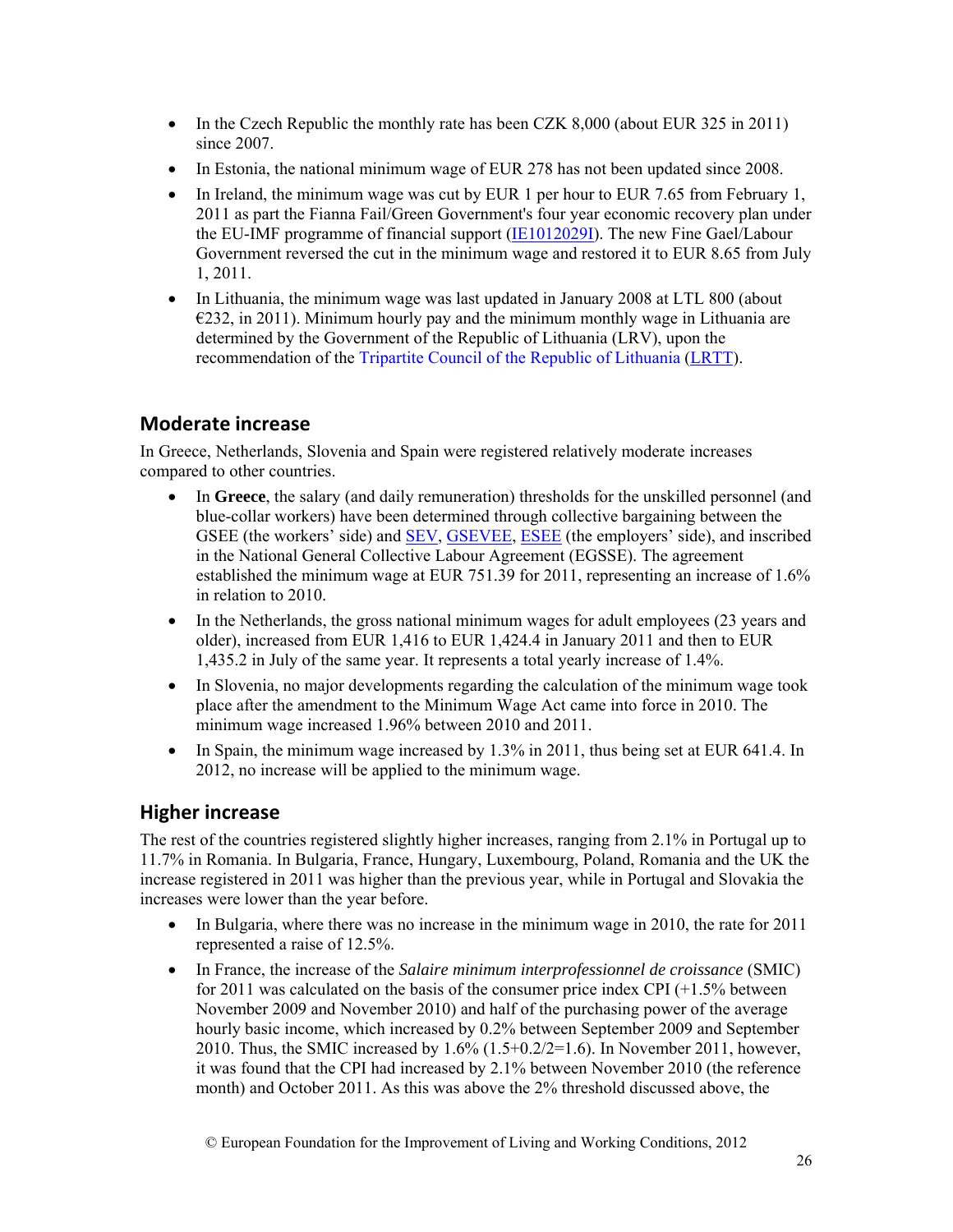- In the Czech Republic the monthly rate has been CZK 8,000 (about EUR 325 in 2011) since 2007.
- In Estonia, the national minimum wage of EUR 278 has not been updated since 2008.
- In Ireland, the minimum wage was cut by EUR 1 per hour to EUR 7.65 from February 1, 2011 as part the Fianna Fail/Green Government's four year economic recovery plan under the EU-IMF programme of financial support (IE1012029I). The new Fine Gael/Labour Government reversed the cut in the minimum wage and restored it to EUR 8.65 from July 1, 2011.
- In Lithuania, the minimum wage was last updated in January 2008 at LTL 800 (about €232, in 2011). Minimum hourly pay and the minimum monthly wage in Lithuania are determined by the Government of the Republic of Lithuania (LRV), upon the recommendation of the Tripartite Council of the Republic of Lithuania (LRTT).

## Moderate increase

In Greece, Netherlands, Slovenia and Spain were registered relatively moderate increases compared to other countries.

- In **Greece**, the salary (and daily remuneration) thresholds for the unskilled personnel (and blue-collar workers) have been determined through collective bargaining between the GSEE (the workers' side) and SEV, GSEVEE, ESEE (the employers' side), and inscribed in the National General Collective Labour Agreement (EGSSE). The agreement established the minimum wage at EUR 751.39 for 2011, representing an increase of 1.6% in relation to 2010.
- In the Netherlands, the gross national minimum wages for adult employees (23 years and older), increased from EUR 1,416 to EUR 1,424.4 in January 2011 and then to EUR 1,435.2 in July of the same year. It represents a total yearly increase of 1.4%.
- In Slovenia, no major developments regarding the calculation of the minimum wage took place after the amendment to the Minimum Wage Act came into force in 2010. The minimum wage increased 1.96% between 2010 and 2011.
- In Spain, the minimum wage increased by 1.3% in 2011, thus being set at EUR 641.4. In 2012, no increase will be applied to the minimum wage.

## Higher increase

The rest of the countries registered slightly higher increases, ranging from 2.1% in Portugal up to 11.7% in Romania. In Bulgaria, France, Hungary, Luxembourg, Poland, Romania and the UK the increase registered in 2011 was higher than the previous year, while in Portugal and Slovakia the increases were lower than the year before.

- In Bulgaria, where there was no increase in the minimum wage in 2010, the rate for 2011 represented a raise of 12.5%.
- In France, the increase of the *Salaire minimum interprofessionnel de croissance* (SMIC) for 2011 was calculated on the basis of the consumer price index CPI (+1.5% between November 2009 and November 2010) and half of the purchasing power of the average hourly basic income, which increased by 0.2% between September 2009 and September 2010. Thus, the SMIC increased by 1.6% (1.5+0.2/2=1.6). In November 2011, however, it was found that the CPI had increased by 2.1% between November 2010 (the reference month) and October 2011. As this was above the 2% threshold discussed above, the

© European Foundation for the Improvement of Living and Working Conditions, 2012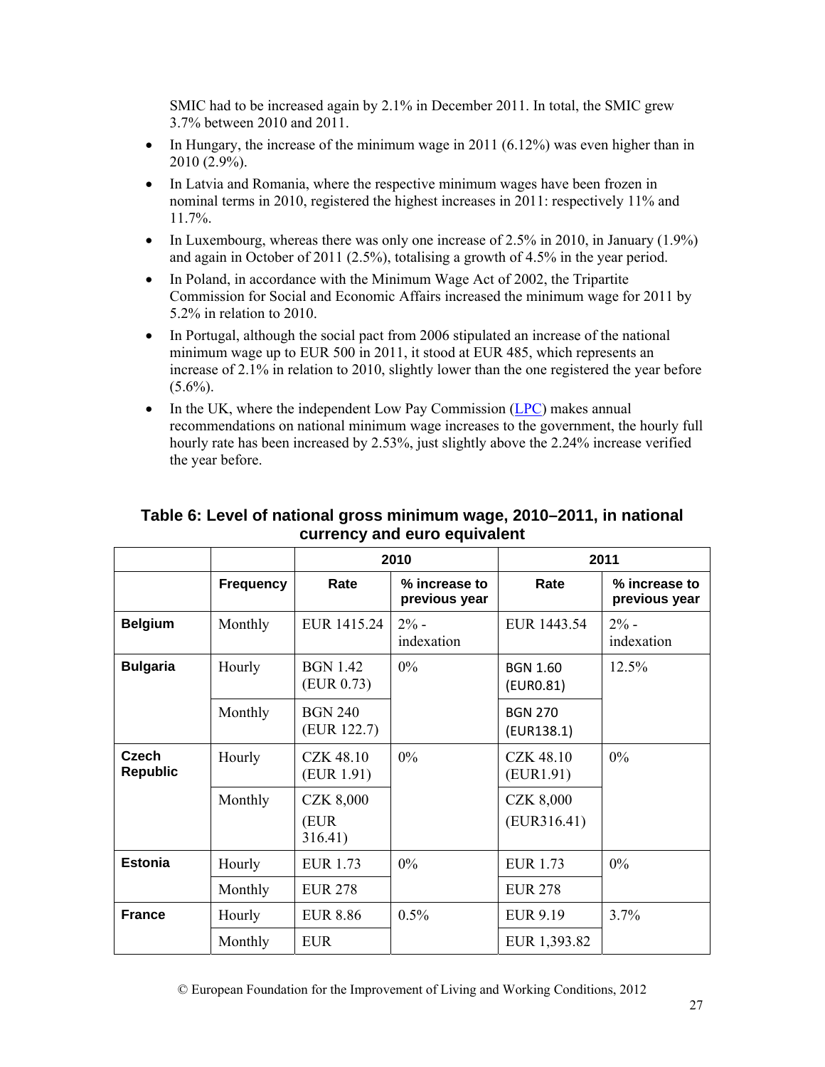SMIC had to be increased again by 2.1% in December 2011. In total, the SMIC grew 3.7% between 2010 and 2011.

- In Hungary, the increase of the minimum wage in 2011 (6.12%) was even higher than in 2010 (2.9%).
- In Latvia and Romania, where the respective minimum wages have been frozen in nominal terms in 2010, registered the highest increases in 2011: respectively 11% and 11.7%.
- In Luxembourg, whereas there was only one increase of 2.5% in 2010, in January (1.9%) and again in October of 2011 (2.5%), totalising a growth of 4.5% in the year period.
- In Poland, in accordance with the Minimum Wage Act of 2002, the Tripartite Commission for Social and Economic Affairs increased the minimum wage for 2011 by 5.2% in relation to 2010.
- In Portugal, although the social pact from 2006 stipulated an increase of the national minimum wage up to EUR 500 in 2011, it stood at EUR 485, which represents an increase of 2.1% in relation to 2010, slightly lower than the one registered the year before (5.6%).
- In the UK, where the independent Low Pay Commission (LPC) makes annual recommendations on national minimum wage increases to the government, the hourly full hourly rate has been increased by 2.53%, just slightly above the 2.24% increase verified the year before.

**Table 6: Level of national gross minimum wage, 2010–2011, in national currency and euro equivalent**

| | | 2010 | | 2011 | |
|---|---|---|---|---|---|
| | **Frequency** | **Rate** | **% increase to previous year** | **Rate** | **% increase to previous year** |
| **Belgium** | Monthly | EUR 1415.24 | 2% - indexation | EUR 1443.54 | 2% - indexation |
| **Bulgaria** | Hourly | BGN 1.42 (EUR 0.73) | 0% | BGN 1.60 (EUR0.81) | 12.5% |
| | Monthly | BGN 240 (EUR 122.7) | | BGN 270 (EUR138.1) | |
| **Czech Republic** | Hourly | CZK 48.10 (EUR 1.91) | 0% | CZK 48.10 (EUR1.91) | 0% |
| | Monthly | CZK 8,000 (EUR 316.41) | | CZK 8,000 (EUR316.41) | |
| **Estonia** | Hourly | EUR 1.73 | 0% | EUR 1.73 | 0% |
| | Monthly | EUR 278 | | EUR 278 | |
| **France** | Hourly | EUR 8.86 | 0.5% | EUR 9.19 | 3.7% |
| | Monthly | EUR | | EUR 1,393.82 | |

© European Foundation for the Improvement of Living and Working Conditions, 2012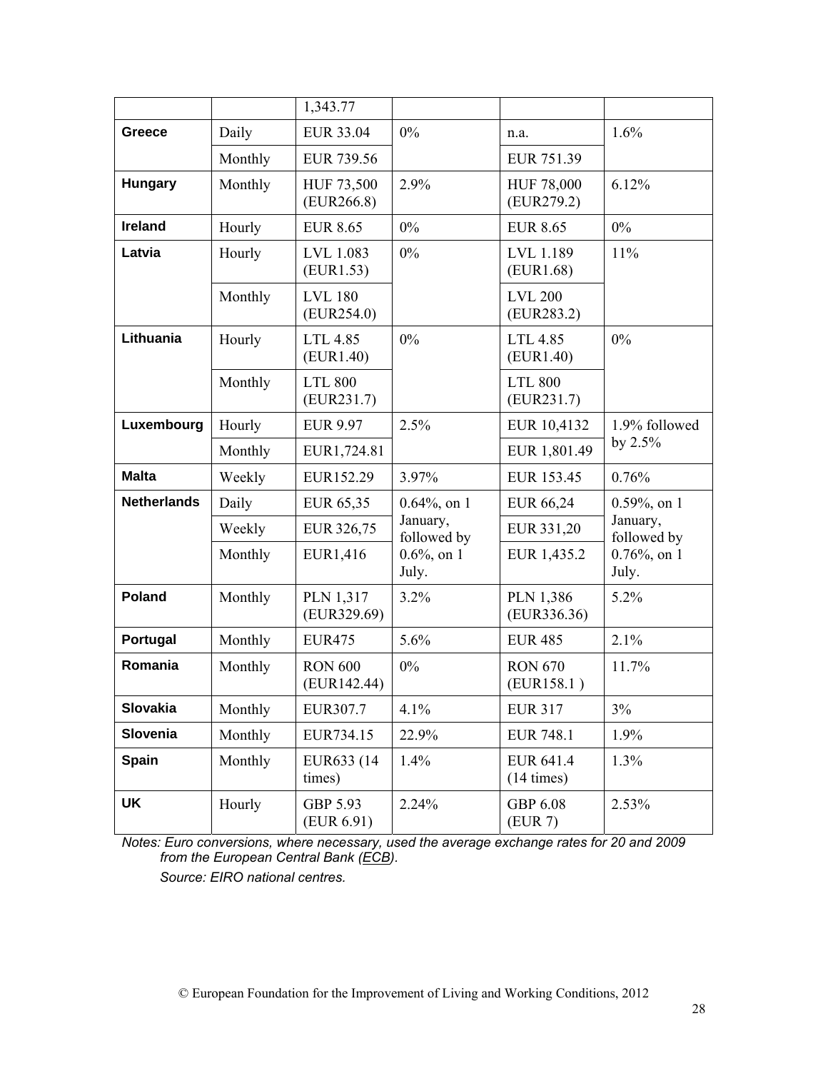| | | 1,343.77 | | | |
|---|---|---|---|---|---|
| **Greece** | Daily | EUR 33.04 | 0% | n.a. | 1.6% |
| | Monthly | EUR 739.56 | | EUR 751.39 | |
| **Hungary** | Monthly | HUF 73,500 (EUR266.8) | 2.9% | HUF 78,000 (EUR279.2) | 6.12% |
| **Ireland** | Hourly | EUR 8.65 | 0% | EUR 8.65 | 0% |
| **Latvia** | Hourly | LVL 1.083 (EUR1.53) | 0% | LVL 1.189 (EUR1.68) | 11% |
| | Monthly | LVL 180 (EUR254.0) | | LVL 200 (EUR283.2) | |
| **Lithuania** | Hourly | LTL 4.85 (EUR1.40) | 0% | LTL 4.85 (EUR1.40) | 0% |
| | Monthly | LTL 800 (EUR231.7) | | LTL 800 (EUR231.7) | |
| **Luxembourg** | Hourly | EUR 9.97 | 2.5% | EUR 10,4132 | 1.9% followed by 2.5% |
| | Monthly | EUR1,724.81 | | EUR 1,801.49 | |
| **Malta** | Weekly | EUR152.29 | 3.97% | EUR 153.45 | 0.76% |
| **Netherlands** | Daily | EUR 65,35 | 0.64%, on 1 January, followed by 0.6%, on 1 July. | EUR 66,24 | 0.59%, on 1 January, followed by 0.76%, on 1 July. |
| | Weekly | EUR 326,75 | | EUR 331,20 | |
| | Monthly | EUR1,416 | | EUR 1,435.2 | |
| **Poland** | Monthly | PLN 1,317 (EUR329.69) | 3.2% | PLN 1,386 (EUR336.36) | 5.2% |
| **Portugal** | Monthly | EUR475 | 5.6% | EUR 485 | 2.1% |
| **Romania** | Monthly | RON 600 (EUR142.44) | 0% | RON 670 (EUR158.1 ) | 11.7% |
| **Slovakia** | Monthly | EUR307.7 | 4.1% | EUR 317 | 3% |
| **Slovenia** | Monthly | EUR734.15 | 22.9% | EUR 748.1 | 1.9% |
| **Spain** | Monthly | EUR633 (14 times) | 1.4% | EUR 641.4 (14 times) | 1.3% |
| **UK** | Hourly | GBP 5.93 (EUR 6.91) | 2.24% | GBP 6.08 (EUR 7) | 2.53% |

*Notes: Euro conversions, where necessary, used the average exchange rates for 20 and 2009 from the European Central Bank (ECB).*

*Source: EIRO national centres.*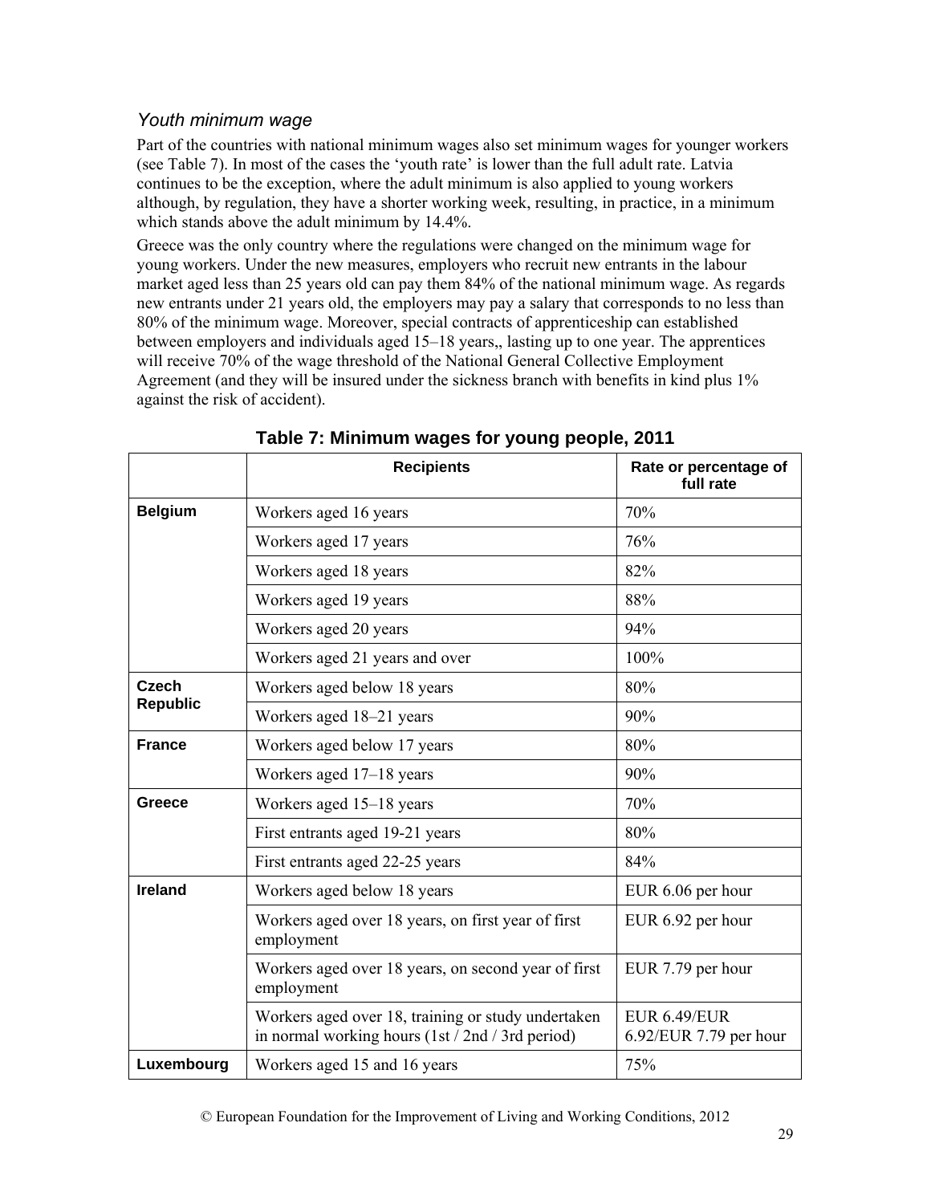### *Youth minimum wage*

Part of the countries with national minimum wages also set minimum wages for younger workers (see Table 7). In most of the cases the 'youth rate' is lower than the full adult rate. Latvia continues to be the exception, where the adult minimum is also applied to young workers although, by regulation, they have a shorter working week, resulting, in practice, in a minimum which stands above the adult minimum by 14.4%.

Greece was the only country where the regulations were changed on the minimum wage for young workers. Under the new measures, employers who recruit new entrants in the labour market aged less than 25 years old can pay them 84% of the national minimum wage. As regards new entrants under 21 years old, the employers may pay a salary that corresponds to no less than 80% of the minimum wage. Moreover, special contracts of apprenticeship can established between employers and individuals aged 15–18 years,, lasting up to one year. The apprentices will receive 70% of the wage threshold of the National General Collective Employment Agreement (and they will be insured under the sickness branch with benefits in kind plus 1% against the risk of accident).

**Table 7: Minimum wages for young people, 2011**

| | Recipients | Rate or percentage of full rate |
|---|---|---|
| **Belgium** | Workers aged 16 years | 70% |
| | Workers aged 17 years | 76% |
| | Workers aged 18 years | 82% |
| | Workers aged 19 years | 88% |
| | Workers aged 20 years | 94% |
| | Workers aged 21 years and over | 100% |
| **Czech Republic** | Workers aged below 18 years | 80% |
| | Workers aged 18–21 years | 90% |
| **France** | Workers aged below 17 years | 80% |
| | Workers aged 17–18 years | 90% |
| **Greece** | Workers aged 15–18 years | 70% |
| | First entrants aged 19-21 years | 80% |
| | First entrants aged 22-25 years | 84% |
| **Ireland** | Workers aged below 18 years | EUR 6.06 per hour |
| | Workers aged over 18 years, on first year of first employment | EUR 6.92 per hour |
| | Workers aged over 18 years, on second year of first employment | EUR 7.79 per hour |
| | Workers aged over 18, training or study undertaken in normal working hours (1st / 2nd / 3rd period) | EUR 6.49/EUR 6.92/EUR 7.79 per hour |
| **Luxembourg** | Workers aged 15 and 16 years | 75% |

© European Foundation for the Improvement of Living and Working Conditions, 2012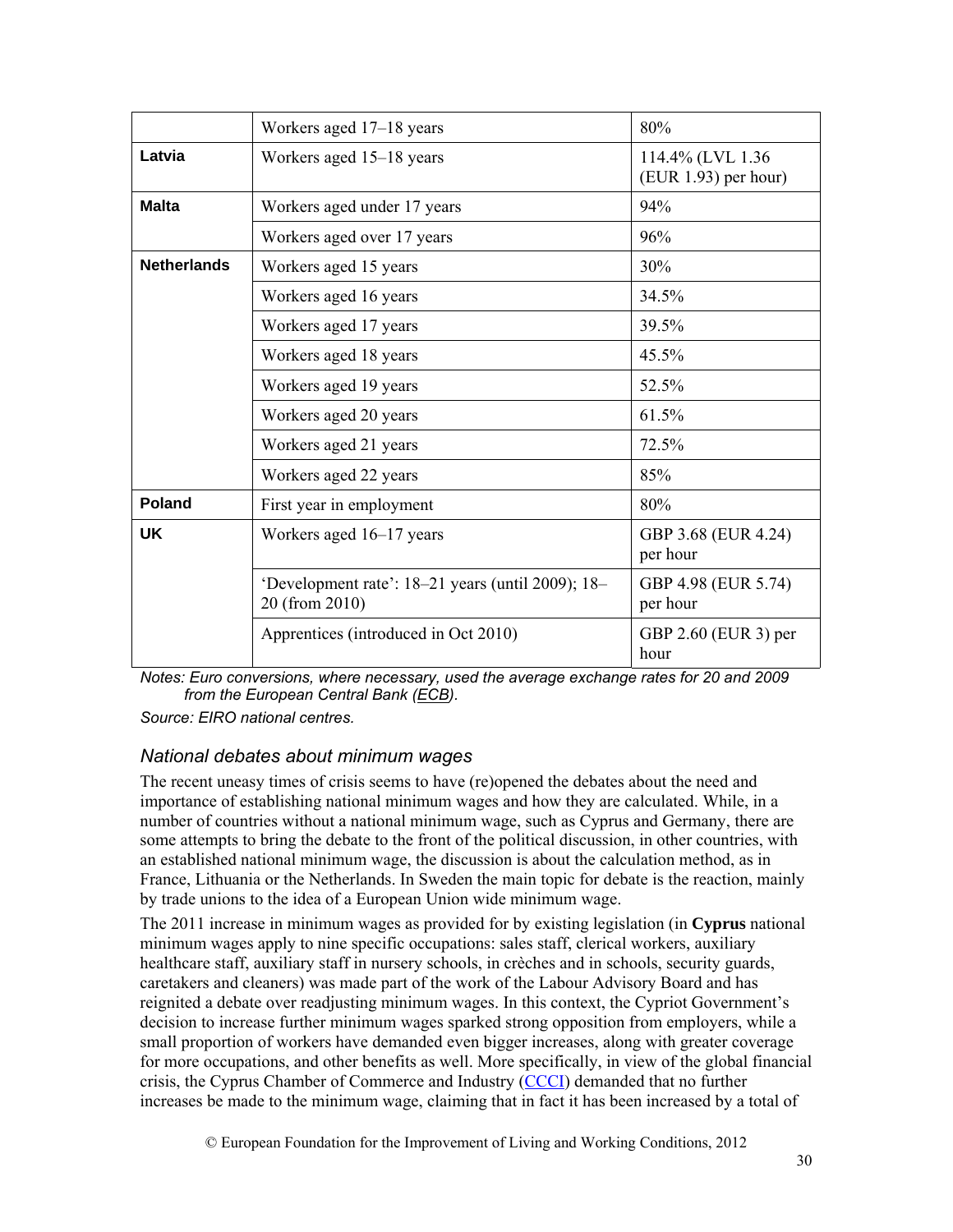| | | |
|---|---|---|
| | Workers aged 17–18 years | 80% |
| **Latvia** | Workers aged 15–18 years | 114.4% (LVL 1.36 (EUR 1.93) per hour) |
| **Malta** | Workers aged under 17 years | 94% |
| | Workers aged over 17 years | 96% |
| **Netherlands** | Workers aged 15 years | 30% |
| | Workers aged 16 years | 34.5% |
| | Workers aged 17 years | 39.5% |
| | Workers aged 18 years | 45.5% |
| | Workers aged 19 years | 52.5% |
| | Workers aged 20 years | 61.5% |
| | Workers aged 21 years | 72.5% |
| | Workers aged 22 years | 85% |
| **Poland** | First year in employment | 80% |
| **UK** | Workers aged 16–17 years | GBP 3.68 (EUR 4.24) per hour |
| | 'Development rate': 18–21 years (until 2009); 18–20 (from 2010) | GBP 4.98 (EUR 5.74) per hour |
| | Apprentices (introduced in Oct 2010) | GBP 2.60 (EUR 3) per hour |

*Notes: Euro conversions, where necessary, used the average exchange rates for 20 and 2009 from the European Central Bank (ECB).*

*Source: EIRO national centres.*

## *National debates about minimum wages*

The recent uneasy times of crisis seems to have (re)opened the debates about the need and importance of establishing national minimum wages and how they are calculated. While, in a number of countries without a national minimum wage, such as Cyprus and Germany, there are some attempts to bring the debate to the front of the political discussion, in other countries, with an established national minimum wage, the discussion is about the calculation method, as in France, Lithuania or the Netherlands. In Sweden the main topic for debate is the reaction, mainly by trade unions to the idea of a European Union wide minimum wage.

The 2011 increase in minimum wages as provided for by existing legislation (in **Cyprus** national minimum wages apply to nine specific occupations: sales staff, clerical workers, auxiliary healthcare staff, auxiliary staff in nursery schools, in crèches and in schools, security guards, caretakers and cleaners) was made part of the work of the Labour Advisory Board and has reignited a debate over readjusting minimum wages. In this context, the Cypriot Government's decision to increase further minimum wages sparked strong opposition from employers, while a small proportion of workers have demanded even bigger increases, along with greater coverage for more occupations, and other benefits as well. More specifically, in view of the global financial crisis, the Cyprus Chamber of Commerce and Industry (CCCI) demanded that no further increases be made to the minimum wage, claiming that in fact it has been increased by a total of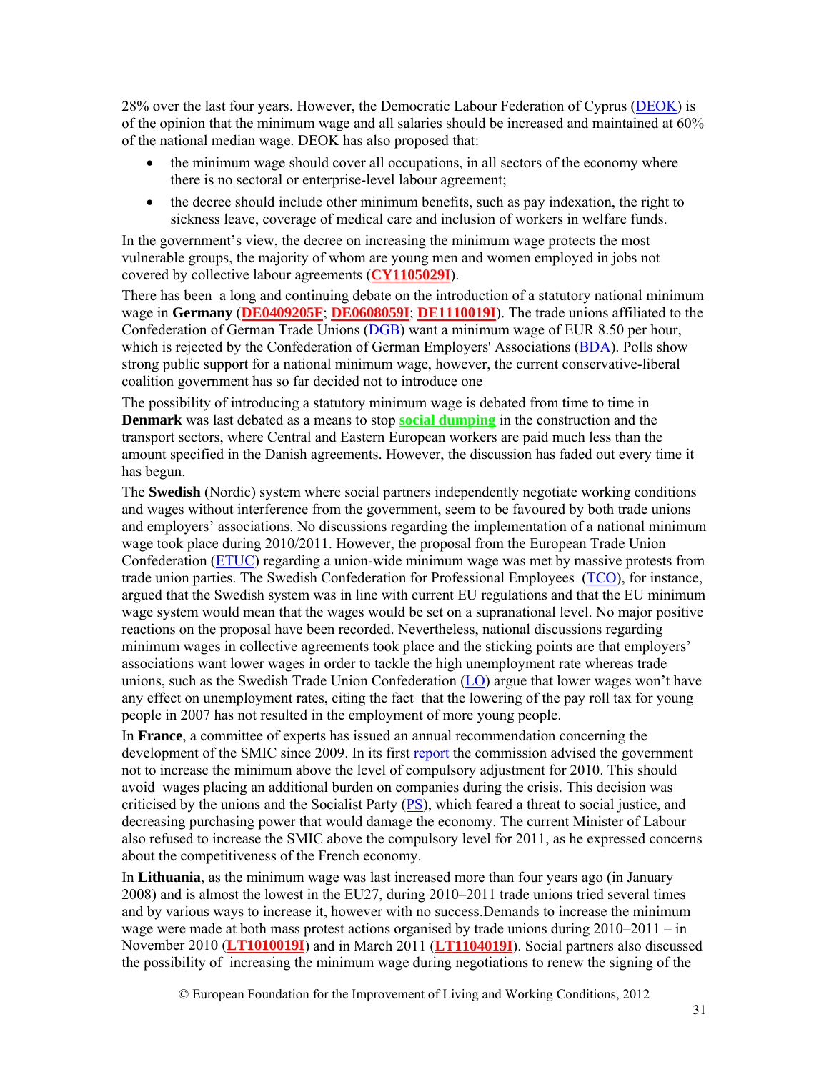28% over the last four years. However, the Democratic Labour Federation of Cyprus (DEOK) is of the opinion that the minimum wage and all salaries should be increased and maintained at 60% of the national median wage. DEOK has also proposed that:

- the minimum wage should cover all occupations, in all sectors of the economy where there is no sectoral or enterprise-level labour agreement;
- the decree should include other minimum benefits, such as pay indexation, the right to sickness leave, coverage of medical care and inclusion of workers in welfare funds.

In the government's view, the decree on increasing the minimum wage protects the most vulnerable groups, the majority of whom are young men and women employed in jobs not covered by collective labour agreements (**CY1105029I**).

There has been a long and continuing debate on the introduction of a statutory national minimum wage in **Germany** (**DE0409205F**; **DE0608059I**; **DE1110019I**). The trade unions affiliated to the Confederation of German Trade Unions (DGB) want a minimum wage of EUR 8.50 per hour, which is rejected by the Confederation of German Employers' Associations (BDA). Polls show strong public support for a national minimum wage, however, the current conservative-liberal coalition government has so far decided not to introduce one

The possibility of introducing a statutory minimum wage is debated from time to time in **Denmark** was last debated as a means to stop **social dumping** in the construction and the transport sectors, where Central and Eastern European workers are paid much less than the amount specified in the Danish agreements. However, the discussion has faded out every time it has begun.

The **Swedish** (Nordic) system where social partners independently negotiate working conditions and wages without interference from the government, seem to be favoured by both trade unions and employers' associations. No discussions regarding the implementation of a national minimum wage took place during 2010/2011. However, the proposal from the European Trade Union Confederation (ETUC) regarding a union-wide minimum wage was met by massive protests from trade union parties. The Swedish Confederation for Professional Employees (TCO), for instance, argued that the Swedish system was in line with current EU regulations and that the EU minimum wage system would mean that the wages would be set on a supranational level. No major positive reactions on the proposal have been recorded. Nevertheless, national discussions regarding minimum wages in collective agreements took place and the sticking points are that employers' associations want lower wages in order to tackle the high unemployment rate whereas trade unions, such as the Swedish Trade Union Confederation (LO) argue that lower wages won't have any effect on unemployment rates, citing the fact that the lowering of the pay roll tax for young people in 2007 has not resulted in the employment of more young people.

In **France**, a committee of experts has issued an annual recommendation concerning the development of the SMIC since 2009. In its first report the commission advised the government not to increase the minimum above the level of compulsory adjustment for 2010. This should avoid wages placing an additional burden on companies during the crisis. This decision was criticised by the unions and the Socialist Party (PS), which feared a threat to social justice, and decreasing purchasing power that would damage the economy. The current Minister of Labour also refused to increase the SMIC above the compulsory level for 2011, as he expressed concerns about the competitiveness of the French economy.

In **Lithuania**, as the minimum wage was last increased more than four years ago (in January 2008) and is almost the lowest in the EU27, during 2010–2011 trade unions tried several times and by various ways to increase it, however with no success.Demands to increase the minimum wage were made at both mass protest actions organised by trade unions during 2010–2011 – in November 2010 (**LT1010019I**) and in March 2011 (**LT1104019I**). Social partners also discussed the possibility of increasing the minimum wage during negotiations to renew the signing of the

© European Foundation for the Improvement of Living and Working Conditions, 2012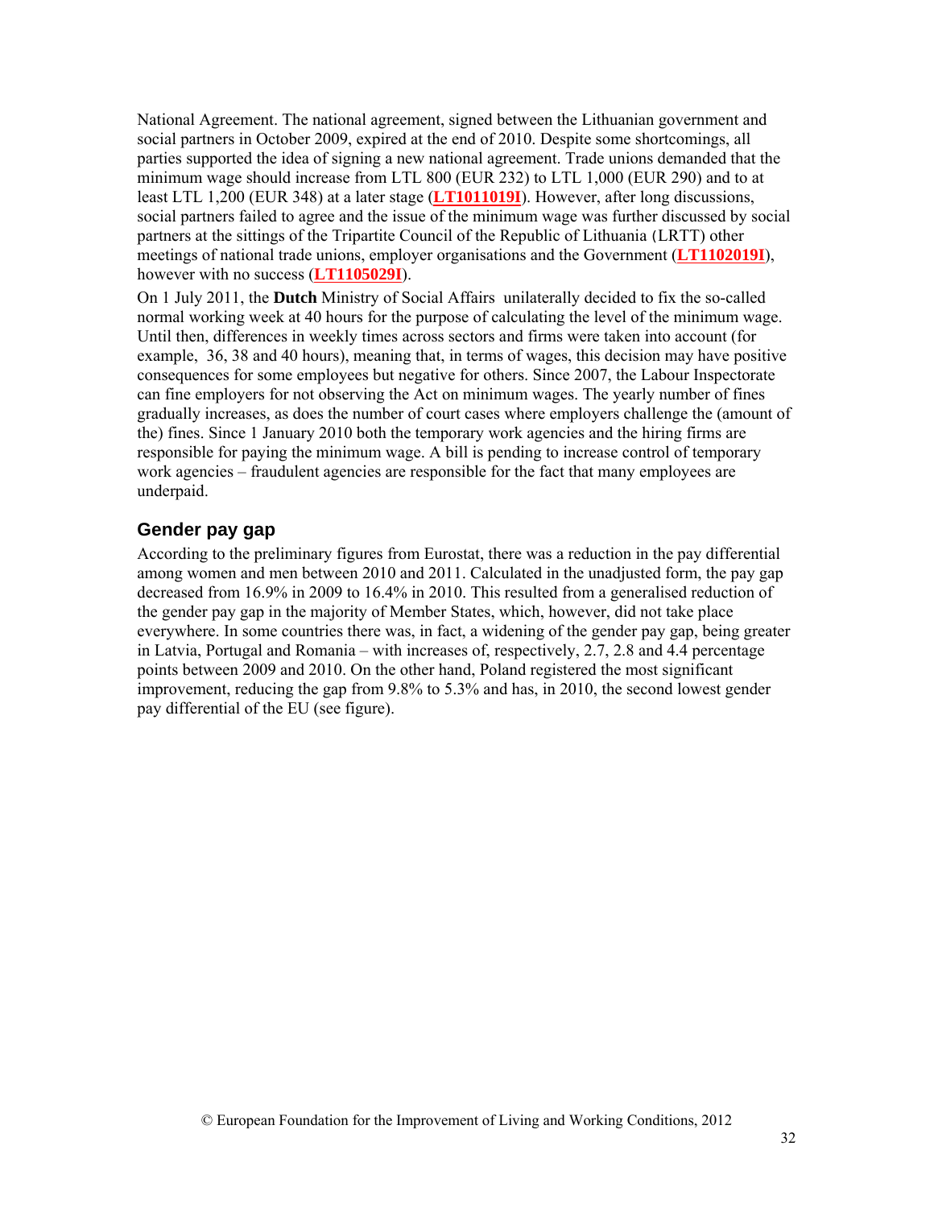National Agreement. The national agreement, signed between the Lithuanian government and social partners in October 2009, expired at the end of 2010. Despite some shortcomings, all parties supported the idea of signing a new national agreement. Trade unions demanded that the minimum wage should increase from LTL 800 (EUR 232) to LTL 1,000 (EUR 290) and to at least LTL 1,200 (EUR 348) at a later stage (**LT1011019I**). However, after long discussions, social partners failed to agree and the issue of the minimum wage was further discussed by social partners at the sittings of the Tripartite Council of the Republic of Lithuania (LRTT) other meetings of national trade unions, employer organisations and the Government (**LT1102019I**), however with no success (**LT1105029I**).

On 1 July 2011, the **Dutch** Ministry of Social Affairs unilaterally decided to fix the so-called normal working week at 40 hours for the purpose of calculating the level of the minimum wage. Until then, differences in weekly times across sectors and firms were taken into account (for example, 36, 38 and 40 hours), meaning that, in terms of wages, this decision may have positive consequences for some employees but negative for others. Since 2007, the Labour Inspectorate can fine employers for not observing the Act on minimum wages. The yearly number of fines gradually increases, as does the number of court cases where employers challenge the (amount of the) fines. Since 1 January 2010 both the temporary work agencies and the hiring firms are responsible for paying the minimum wage. A bill is pending to increase control of temporary work agencies – fraudulent agencies are responsible for the fact that many employees are underpaid.

## Gender pay gap

According to the preliminary figures from Eurostat, there was a reduction in the pay differential among women and men between 2010 and 2011. Calculated in the unadjusted form, the pay gap decreased from 16.9% in 2009 to 16.4% in 2010. This resulted from a generalised reduction of the gender pay gap in the majority of Member States, which, however, did not take place everywhere. In some countries there was, in fact, a widening of the gender pay gap, being greater in Latvia, Portugal and Romania – with increases of, respectively, 2.7, 2.8 and 4.4 percentage points between 2009 and 2010. On the other hand, Poland registered the most significant improvement, reducing the gap from 9.8% to 5.3% and has, in 2010, the second lowest gender pay differential of the EU (see figure).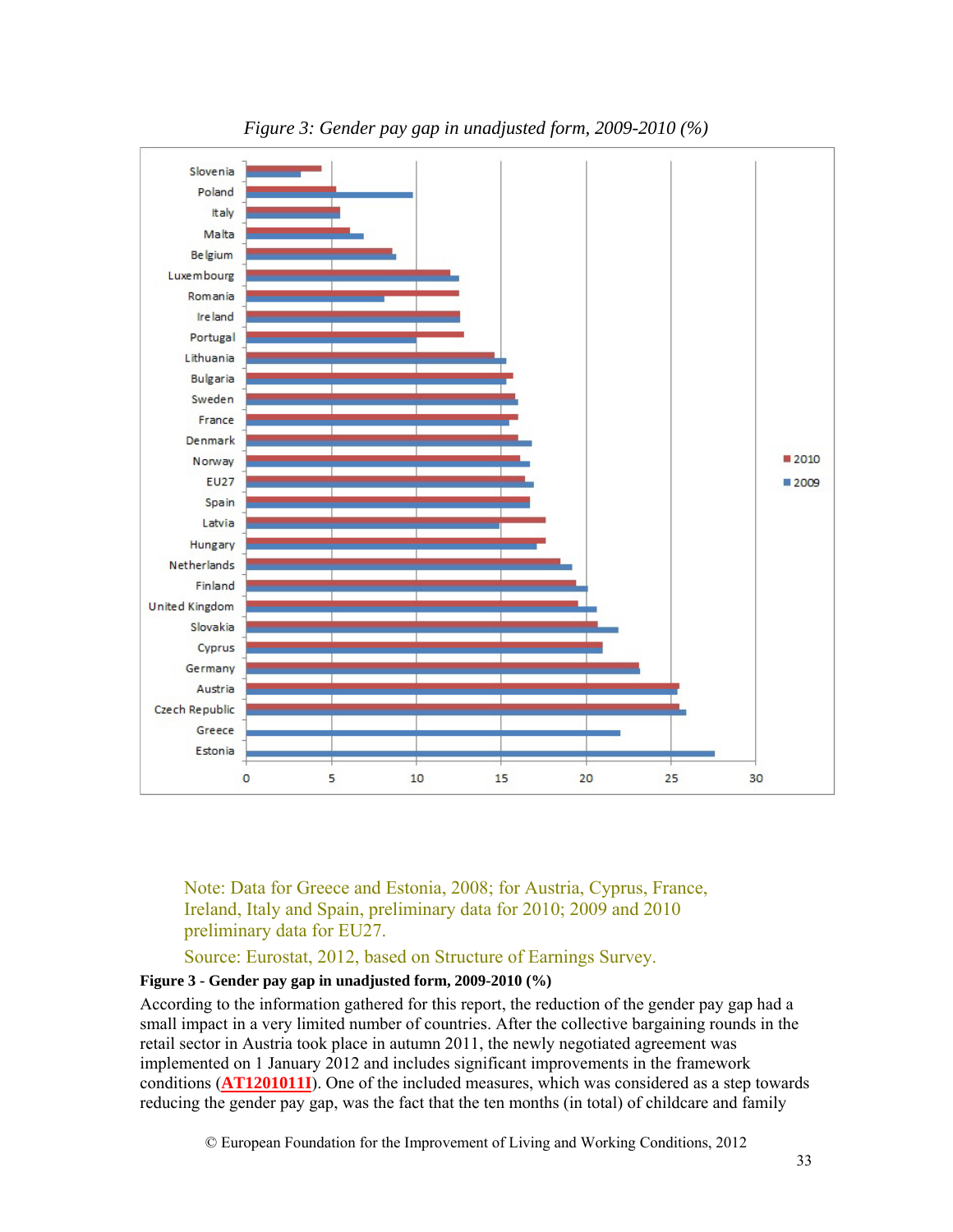*Figure 3: Gender pay gap in unadjusted form, 2009-2010 (%)*

Note: Data for Greece and Estonia, 2008; for Austria, Cyprus, France, Ireland, Italy and Spain, preliminary data for 2010; 2009 and 2010 preliminary data for EU27.

Source: Eurostat, 2012, based on Structure of Earnings Survey.

**Figure 3 - Gender pay gap in unadjusted form, 2009-2010 (%)**

According to the information gathered for this report, the reduction of the gender pay gap had a small impact in a very limited number of countries. After the collective bargaining rounds in the retail sector in Austria took place in autumn 2011, the newly negotiated agreement was implemented on 1 January 2012 and includes significant improvements in the framework conditions (**AT1201011I**). One of the included measures, which was considered as a step towards reducing the gender pay gap, was the fact that the ten months (in total) of childcare and family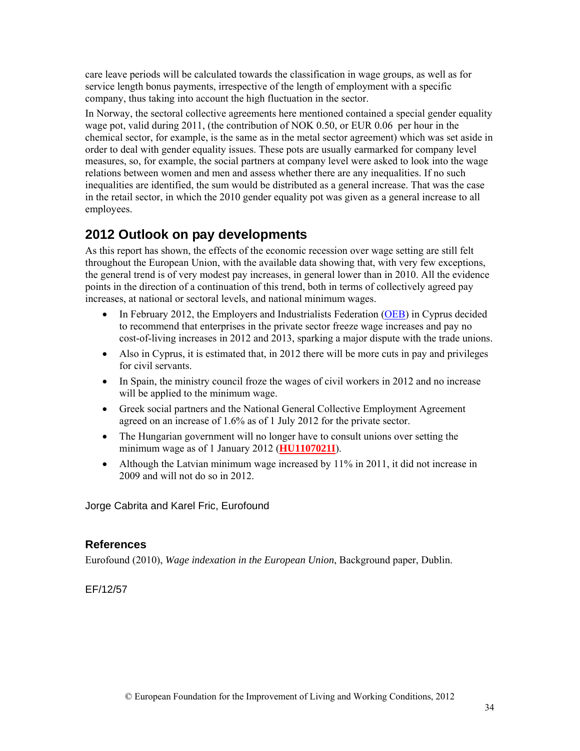care leave periods will be calculated towards the classification in wage groups, as well as for service length bonus payments, irrespective of the length of employment with a specific company, thus taking into account the high fluctuation in the sector.

In Norway, the sectoral collective agreements here mentioned contained a special gender equality wage pot, valid during 2011, (the contribution of NOK 0.50, or EUR 0.06 per hour in the chemical sector, for example, is the same as in the metal sector agreement) which was set aside in order to deal with gender equality issues. These pots are usually earmarked for company level measures, so, for example, the social partners at company level were asked to look into the wage relations between women and men and assess whether there are any inequalities. If no such inequalities are identified, the sum would be distributed as a general increase. That was the case in the retail sector, in which the 2010 gender equality pot was given as a general increase to all employees.

## 2012 Outlook on pay developments

As this report has shown, the effects of the economic recession over wage setting are still felt throughout the European Union, with the available data showing that, with very few exceptions, the general trend is of very modest pay increases, in general lower than in 2010. All the evidence points in the direction of a continuation of this trend, both in terms of collectively agreed pay increases, at national or sectoral levels, and national minimum wages.

- In February 2012, the Employers and Industrialists Federation (OEB) in Cyprus decided to recommend that enterprises in the private sector freeze wage increases and pay no cost-of-living increases in 2012 and 2013, sparking a major dispute with the trade unions.
- Also in Cyprus, it is estimated that, in 2012 there will be more cuts in pay and privileges for civil servants.
- In Spain, the ministry council froze the wages of civil workers in 2012 and no increase will be applied to the minimum wage.
- Greek social partners and the National General Collective Employment Agreement agreed on an increase of 1.6% as of 1 July 2012 for the private sector.
- The Hungarian government will no longer have to consult unions over setting the minimum wage as of 1 January 2012 (**HU1107021I**).
- Although the Latvian minimum wage increased by 11% in 2011, it did not increase in 2009 and will not do so in 2012.

Jorge Cabrita and Karel Fric, Eurofound

### References

Eurofound (2010), *Wage indexation in the European Union*, Background paper, Dublin.

EF/12/57

© European Foundation for the Improvement of Living and Working Conditions, 2012